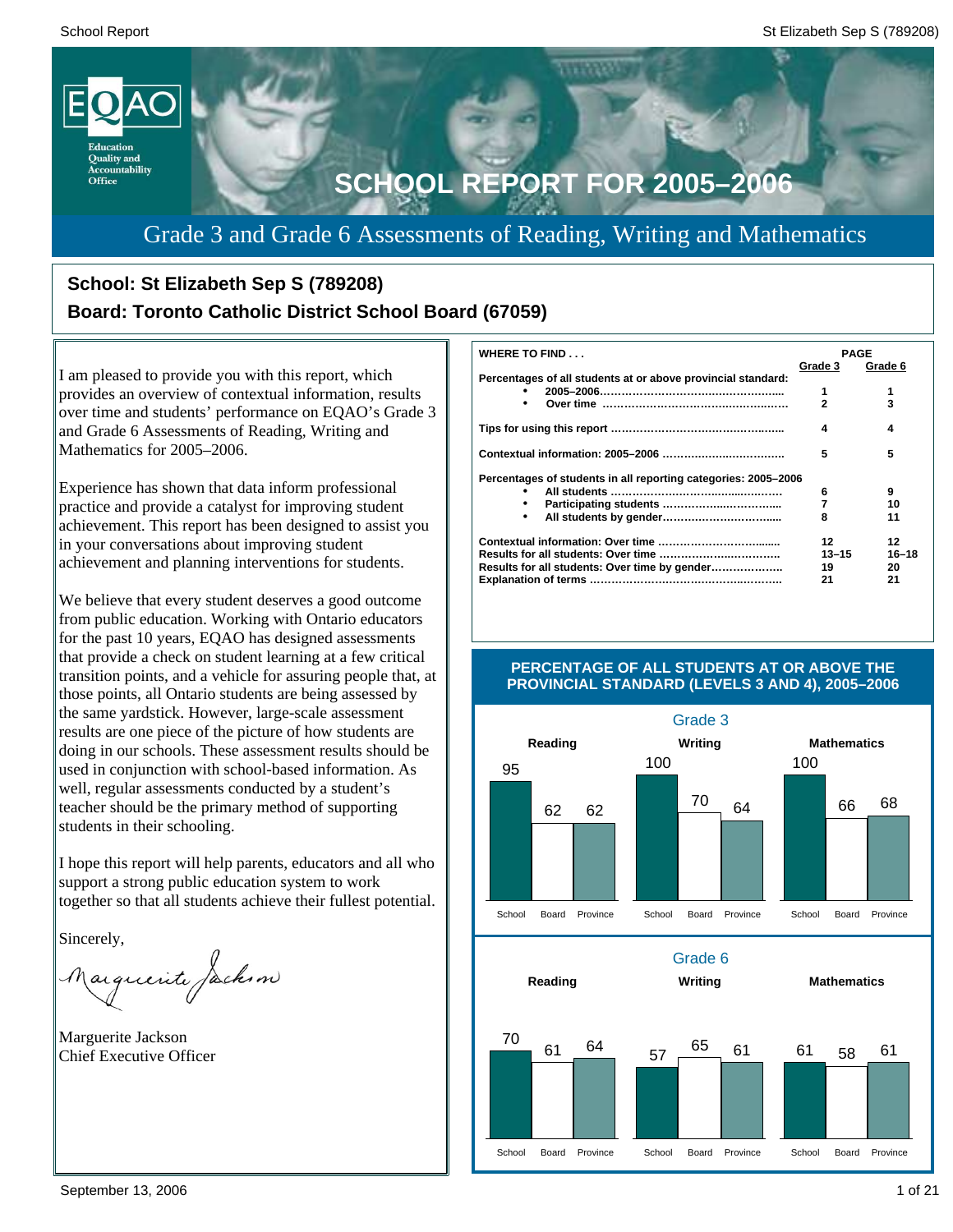# SCHOOL REPORT FOR 2005–2006

## Grade 3 and Grade 6 Assessments of Reading, Writing and Mathematics

**School: St Elizabeth Sep S (789208)**

**Board: Toronto Catholic District School Board (67059)**

I am pleased to provide you with this report, which provides an overview of contextual information, results over time and students' performance on EQAO's Grade 3 and Grade 6 Assessments of Reading, Writing and Mathematics for 2005–2006.

Experience has shown that data inform professional practice and provide a catalyst for improving student achievement. This report has been designed to assist you in your conversations about improving student achievement and planning interventions for students.

We believe that every student deserves a good outcome from public education. Working with Ontario educators for the past 10 years, EQAO has designed assessments that provide a check on student learning at a few critical transition points, and a vehicle for assuring people that, at those points, all Ontario students are being assessed by the same yardstick. However, large-scale assessment results are one piece of the picture of how students are doing in our schools. These assessment results should be used in conjunction with school-based information. As well, regular assessments conducted by a student's teacher should be the primary method of supporting students in their schooling.

I hope this report will help parents, educators and all who support a strong public education system to work together so that all students achieve their fullest potential.

Sincerely,

Marguerite Jackson
Chief Executive Officer

| WHERE TO FIND . . . | PAGE Grade 3 | PAGE Grade 6 |
|---|---|---|
| **Percentages of all students at or above provincial standard:** | | |
| • 2005–2006 | 1 | 1 |
| • Over time | 2 | 3 |
| **Tips for using this report** | 4 | 4 |
| **Contextual information: 2005–2006** | 5 | 5 |
| **Percentages of students in all reporting categories: 2005–2006** | | |
| • All students | 6 | 9 |
| • Participating students | 7 | 10 |
| • All students by gender | 8 | 11 |
| **Contextual information: Over time** | 12 | 12 |
| **Results for all students: Over time** | 13–15 | 16–18 |
| **Results for all students: Over time by gender** | 19 | 20 |
| **Explanation of terms** | 21 | 21 |

## PERCENTAGE OF ALL STUDENTS AT OR ABOVE THE PROVINCIAL STANDARD (LEVELS 3 AND 4), 2005–2006

### Grade 3

| | School | Board | Province |
|---|---|---|---|
| Reading | 95 | 62 | 62 |
| Writing | 100 | 70 | 64 |
| Mathematics | 100 | 66 | 68 |

### Grade 6

| | School | Board | Province |
|---|---|---|---|
| Reading | 70 | 61 | 64 |
| Writing | 57 | 65 | 61 |
| Mathematics | 61 | 58 | 61 |

September 13, 2006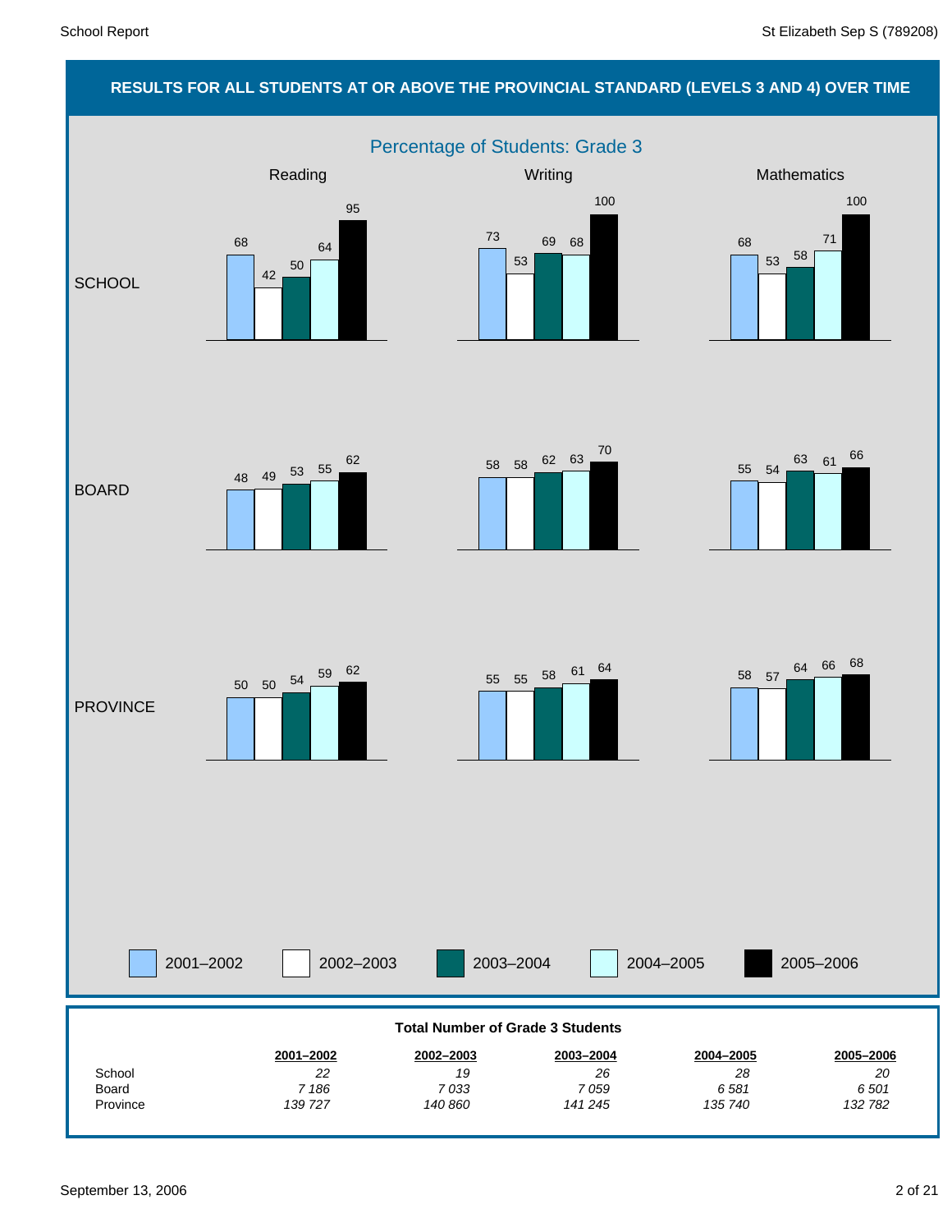## RESULTS FOR ALL STUDENTS AT OR ABOVE THE PROVINCIAL STANDARD (LEVELS 3 AND 4) OVER TIME

### Percentage of Students: Grade 3

| | Reading | | | | | Writing | | | | | Mathematics | | | | |
|---|---|---|---|---|---|---|---|---|---|---|---|---|---|---|---|
| | 2001–2002 | 2002–2003 | 2003–2004 | 2004–2005 | 2005–2006 | 2001–2002 | 2002–2003 | 2003–2004 | 2004–2005 | 2005–2006 | 2001–2002 | 2002–2003 | 2003–2004 | 2004–2005 | 2005–2006 |
| SCHOOL | 68 | 42 | 50 | 64 | 95 | 73 | 53 | 69 | 68 | 100 | 68 | 53 | 58 | 71 | 100 |
| BOARD | 48 | 49 | 53 | 55 | 62 | 58 | 58 | 62 | 63 | 70 | 55 | 54 | 63 | 61 | 66 |
| PROVINCE | 50 | 50 | 54 | 59 | 62 | 55 | 55 | 58 | 61 | 64 | 58 | 57 | 64 | 66 | 68 |

**Total Number of Grade 3 Students**

| | 2001–2002 | 2002–2003 | 2003–2004 | 2004–2005 | 2005–2006 |
|---|---|---|---|---|---|
| School | *22* | *19* | *26* | *28* | *20* |
| Board | *7 186* | *7 033* | *7 059* | *6 581* | *6 501* |
| Province | *139 727* | *140 860* | *141 245* | *135 740* | *132 782* |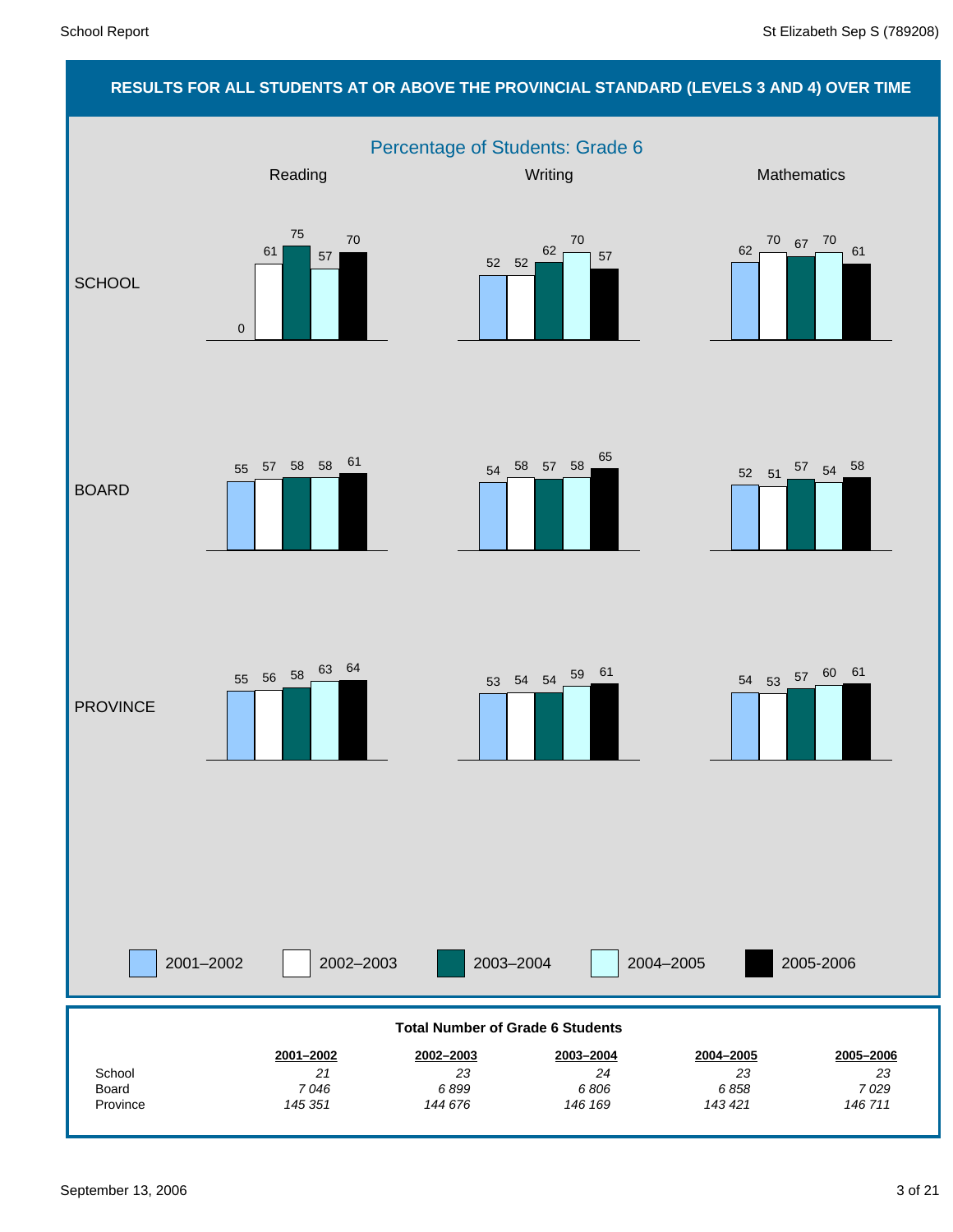## RESULTS FOR ALL STUDENTS AT OR ABOVE THE PROVINCIAL STANDARD (LEVELS 3 AND 4) OVER TIME

### Percentage of Students: Grade 6

| | Year | Reading | Writing | Mathematics |
|---|---|---|---|---|
| SCHOOL | 2001–2002 | 0 | 52 | 62 |
| | 2002–2003 | 61 | 52 | 70 |
| | 2003–2004 | 75 | 62 | 67 |
| | 2004–2005 | 57 | 70 | 70 |
| | 2005-2006 | 70 | 57 | 61 |
| BOARD | 2001–2002 | 55 | 54 | 52 |
| | 2002–2003 | 57 | 58 | 51 |
| | 2003–2004 | 58 | 57 | 57 |
| | 2004–2005 | 58 | 58 | 54 |
| | 2005-2006 | 61 | 65 | 58 |
| PROVINCE | 2001–2002 | 55 | 53 | 54 |
| | 2002–2003 | 56 | 54 | 53 |
| | 2003–2004 | 58 | 54 | 57 |
| | 2004–2005 | 63 | 59 | 60 |
| | 2005-2006 | 64 | 61 | 61 |

**Total Number of Grade 6 Students**

| | 2001–2002 | 2002–2003 | 2003–2004 | 2004–2005 | 2005–2006 |
|---|---|---|---|---|---|
| School | *21* | *23* | *24* | *23* | *23* |
| Board | *7 046* | *6 899* | *6 806* | *6 858* | *7 029* |
| Province | *145 351* | *144 676* | *146 169* | *143 421* | *146 711* |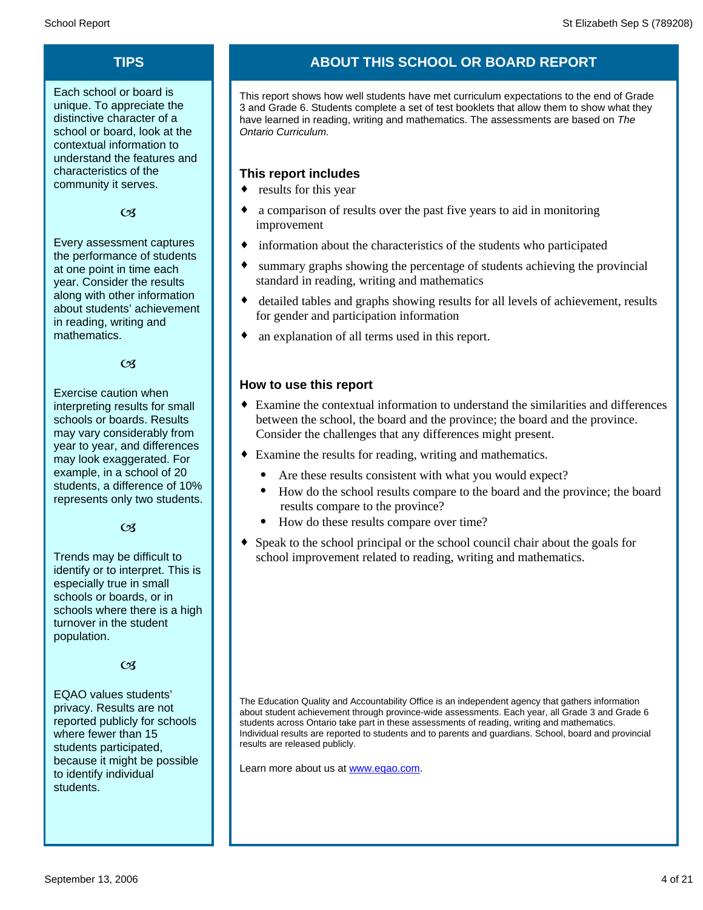## TIPS

Each school or board is unique. To appreciate the distinctive character of a school or board, look at the contextual information to understand the features and characteristics of the community it serves.

Every assessment captures the performance of students at one point in time each year. Consider the results along with other information about students' achievement in reading, writing and mathematics.

Exercise caution when interpreting results for small schools or boards. Results may vary considerably from year to year, and differences may look exaggerated. For example, in a school of 20 students, a difference of 10% represents only two students.

Trends may be difficult to identify or to interpret. This is especially true in small schools or boards, or in schools where there is a high turnover in the student population.

EQAO values students' privacy. Results are not reported publicly for schools where fewer than 15 students participated, because it might be possible to identify individual students.

## ABOUT THIS SCHOOL OR BOARD REPORT

This report shows how well students have met curriculum expectations to the end of Grade 3 and Grade 6. Students complete a set of test booklets that allow them to show what they have learned in reading, writing and mathematics. The assessments are based on *The Ontario Curriculum.*

### This report includes

- results for this year
- a comparison of results over the past five years to aid in monitoring improvement
- information about the characteristics of the students who participated
- summary graphs showing the percentage of students achieving the provincial standard in reading, writing and mathematics
- detailed tables and graphs showing results for all levels of achievement, results for gender and participation information
- an explanation of all terms used in this report.

### How to use this report

- Examine the contextual information to understand the similarities and differences between the school, the board and the province; the board and the province. Consider the challenges that any differences might present.
- Examine the results for reading, writing and mathematics.
  - Are these results consistent with what you would expect?
  - How do the school results compare to the board and the province; the board results compare to the province?
  - How do these results compare over time?
- Speak to the school principal or the school council chair about the goals for school improvement related to reading, writing and mathematics.

The Education Quality and Accountability Office is an independent agency that gathers information about student achievement through province-wide assessments. Each year, all Grade 3 and Grade 6 students across Ontario take part in these assessments of reading, writing and mathematics. Individual results are reported to students and to parents and guardians. School, board and provincial results are released publicly.

Learn more about us at [www.eqao.com](www.eqao.com).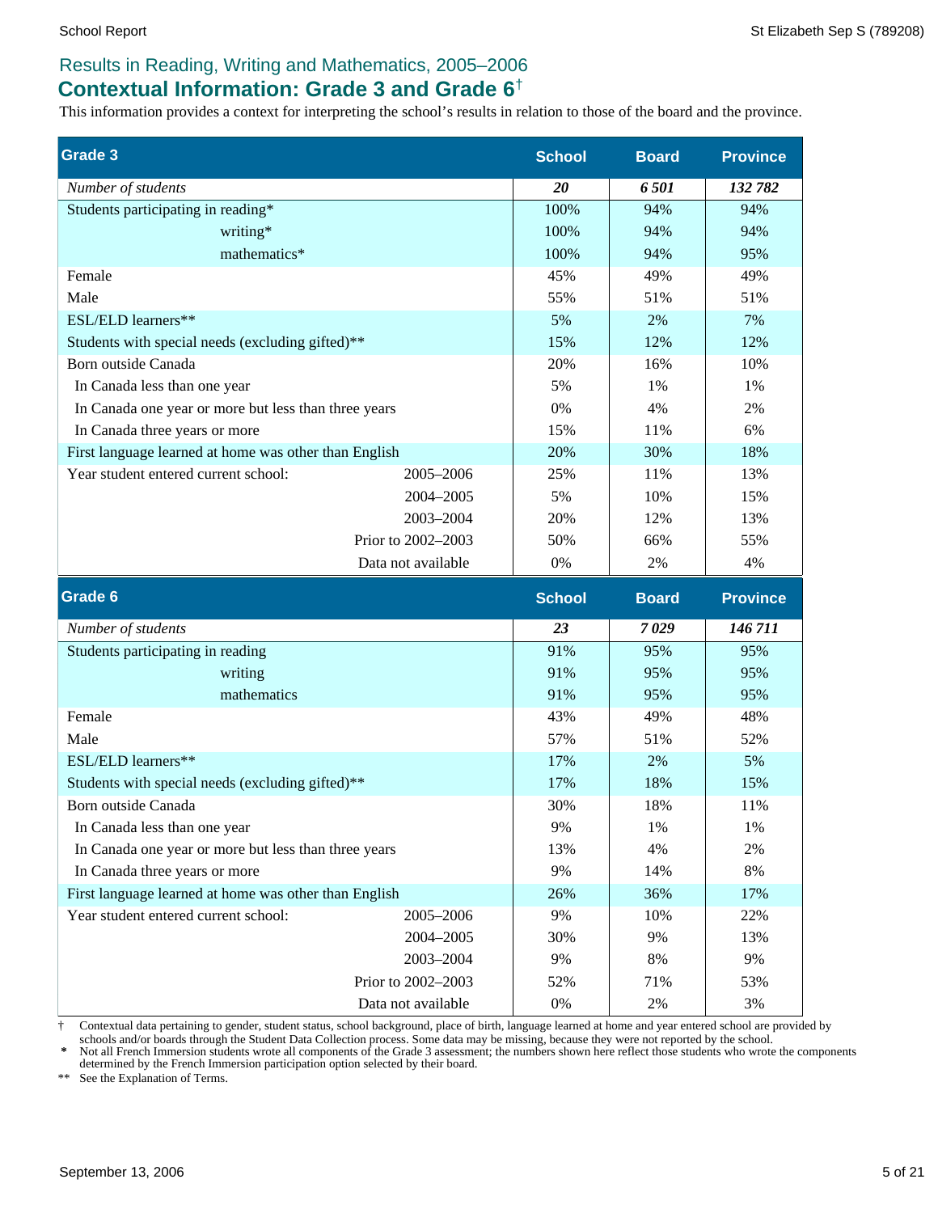## Results in Reading, Writing and Mathematics, 2005–2006

# Contextual Information: Grade 3 and Grade 6†

This information provides a context for interpreting the school's results in relation to those of the board and the province.

| Grade 3 | | School | Board | Province |
|---|---|---|---|---|
| *Number of students* | | ***20*** | ***6 501*** | ***132 782*** |
| Students participating in reading* | | 100% | 94% | 94% |
| writing* | | 100% | 94% | 94% |
| mathematics* | | 100% | 94% | 95% |
| Female | | 45% | 49% | 49% |
| Male | | 55% | 51% | 51% |
| ESL/ELD learners** | | 5% | 2% | 7% |
| Students with special needs (excluding gifted)** | | 15% | 12% | 12% |
| Born outside Canada | | 20% | 16% | 10% |
| In Canada less than one year | | 5% | 1% | 1% |
| In Canada one year or more but less than three years | | 0% | 4% | 2% |
| In Canada three years or more | | 15% | 11% | 6% |
| First language learned at home was other than English | | 20% | 30% | 18% |
| Year student entered current school: | 2005–2006 | 25% | 11% | 13% |
| | 2004–2005 | 5% | 10% | 15% |
| | 2003–2004 | 20% | 12% | 13% |
| | Prior to 2002–2003 | 50% | 66% | 55% |
| | Data not available | 0% | 2% | 4% |

| Grade 6 | | School | Board | Province |
|---|---|---|---|---|
| *Number of students* | | ***23*** | ***7 029*** | ***146 711*** |
| Students participating in reading | | 91% | 95% | 95% |
| writing | | 91% | 95% | 95% |
| mathematics | | 91% | 95% | 95% |
| Female | | 43% | 49% | 48% |
| Male | | 57% | 51% | 52% |
| ESL/ELD learners** | | 17% | 2% | 5% |
| Students with special needs (excluding gifted)** | | 17% | 18% | 15% |
| Born outside Canada | | 30% | 18% | 11% |
| In Canada less than one year | | 9% | 1% | 1% |
| In Canada one year or more but less than three years | | 13% | 4% | 2% |
| In Canada three years or more | | 9% | 14% | 8% |
| First language learned at home was other than English | | 26% | 36% | 17% |
| Year student entered current school: | 2005–2006 | 9% | 10% | 22% |
| | 2004–2005 | 30% | 9% | 13% |
| | 2003–2004 | 9% | 8% | 9% |
| | Prior to 2002–2003 | 52% | 71% | 53% |
| | Data not available | 0% | 2% | 3% |

† Contextual data pertaining to gender, student status, school background, place of birth, language learned at home and year entered school are provided by schools and/or boards through the Student Data Collection process. Some data may be missing, because they were not reported by the school.

\* Not all French Immersion students wrote all components of the Grade 3 assessment; the numbers shown here reflect those students who wrote the components determined by the French Immersion participation option selected by their board.

** See the Explanation of Terms.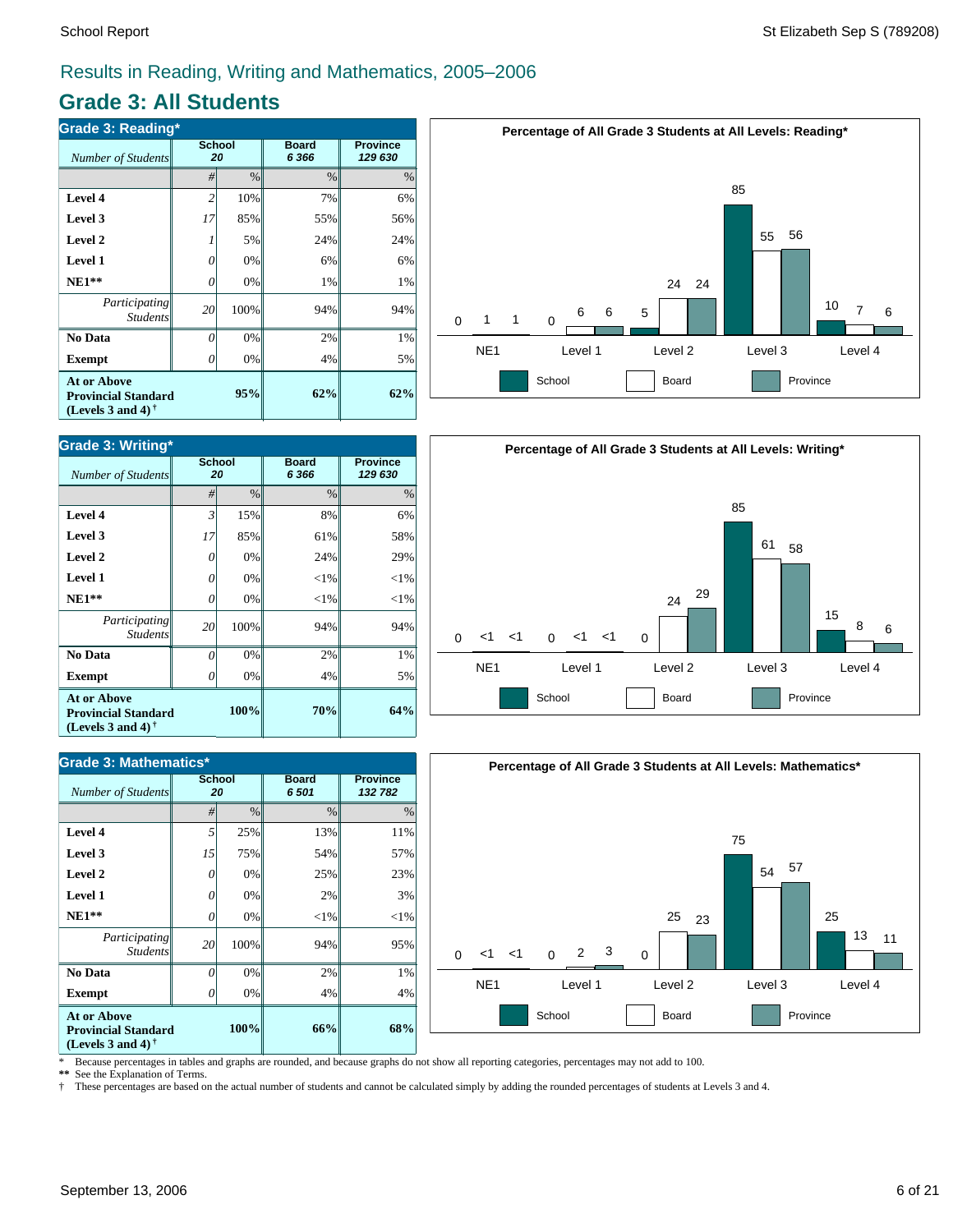## Results in Reading, Writing and Mathematics, 2005–2006

# Grade 3: All Students

| Grade 3: Reading* | School | | Board | Province |
|---|---|---|---|---|
| *Number of Students* | 20 | | 6 366 | 129 630 |
| | # | % | % | % |
| **Level 4** | 2 | 10% | 7% | 6% |
| **Level 3** | 17 | 85% | 55% | 56% |
| **Level 2** | 1 | 5% | 24% | 24% |
| **Level 1** | 0 | 0% | 6% | 6% |
| **NE1**** | 0 | 0% | 1% | 1% |
| *Participating Students* | 20 | 100% | 94% | 94% |
| **No Data** | 0 | 0% | 2% | 1% |
| **Exempt** | 0 | 0% | 4% | 5% |
| **At or Above Provincial Standard (Levels 3 and 4)†** | | **95%** | **62%** | **62%** |

**Percentage of All Grade 3 Students at All Levels: Reading***

| | NE1 | Level 1 | Level 2 | Level 3 | Level 4 |
|---|---|---|---|---|---|
| School | 0 | 0 | 5 | 85 | 10 |
| Board | 1 | 6 | 24 | 55 | 7 |
| Province | 1 | 6 | 24 | 56 | 6 |

| Grade 3: Writing* | School | | Board | Province |
|---|---|---|---|---|
| *Number of Students* | 20 | | 6 366 | 129 630 |
| | # | % | % | % |
| **Level 4** | 3 | 15% | 8% | 6% |
| **Level 3** | 17 | 85% | 61% | 58% |
| **Level 2** | 0 | 0% | 24% | 29% |
| **Level 1** | 0 | 0% | <1% | <1% |
| **NE1**** | 0 | 0% | <1% | <1% |
| *Participating Students* | 20 | 100% | 94% | 94% |
| **No Data** | 0 | 0% | 2% | 1% |
| **Exempt** | 0 | 0% | 4% | 5% |
| **At or Above Provincial Standard (Levels 3 and 4)†** | | **100%** | **70%** | **64%** |

**Percentage of All Grade 3 Students at All Levels: Writing***

| | NE1 | Level 1 | Level 2 | Level 3 | Level 4 |
|---|---|---|---|---|---|
| School | 0 | 0 | 0 | 85 | 15 |
| Board | <1 | <1 | 24 | 61 | 8 |
| Province | <1 | <1 | 29 | 58 | 6 |

| Grade 3: Mathematics* | School | | Board | Province |
|---|---|---|---|---|
| *Number of Students* | 20 | | 6 501 | 132 782 |
| | # | % | % | % |
| **Level 4** | 5 | 25% | 13% | 11% |
| **Level 3** | 15 | 75% | 54% | 57% |
| **Level 2** | 0 | 0% | 25% | 23% |
| **Level 1** | 0 | 0% | 2% | 3% |
| **NE1**** | 0 | 0% | <1% | <1% |
| *Participating Students* | 20 | 100% | 94% | 95% |
| **No Data** | 0 | 0% | 2% | 1% |
| **Exempt** | 0 | 0% | 4% | 4% |
| **At or Above Provincial Standard (Levels 3 and 4)†** | | **100%** | **66%** | **68%** |

**Percentage of All Grade 3 Students at All Levels: Mathematics***

| | NE1 | Level 1 | Level 2 | Level 3 | Level 4 |
|---|---|---|---|---|---|
| School | 0 | 0 | 0 | 75 | 25 |
| Board | <1 | 2 | 25 | 54 | 13 |
| Province | <1 | 3 | 23 | 57 | 11 |

\* Because percentages in tables and graphs are rounded, and because graphs do not show all reporting categories, percentages may not add to 100.
** See the Explanation of Terms.
† These percentages are based on the actual number of students and cannot be calculated simply by adding the rounded percentages of students at Levels 3 and 4.

September 13, 2006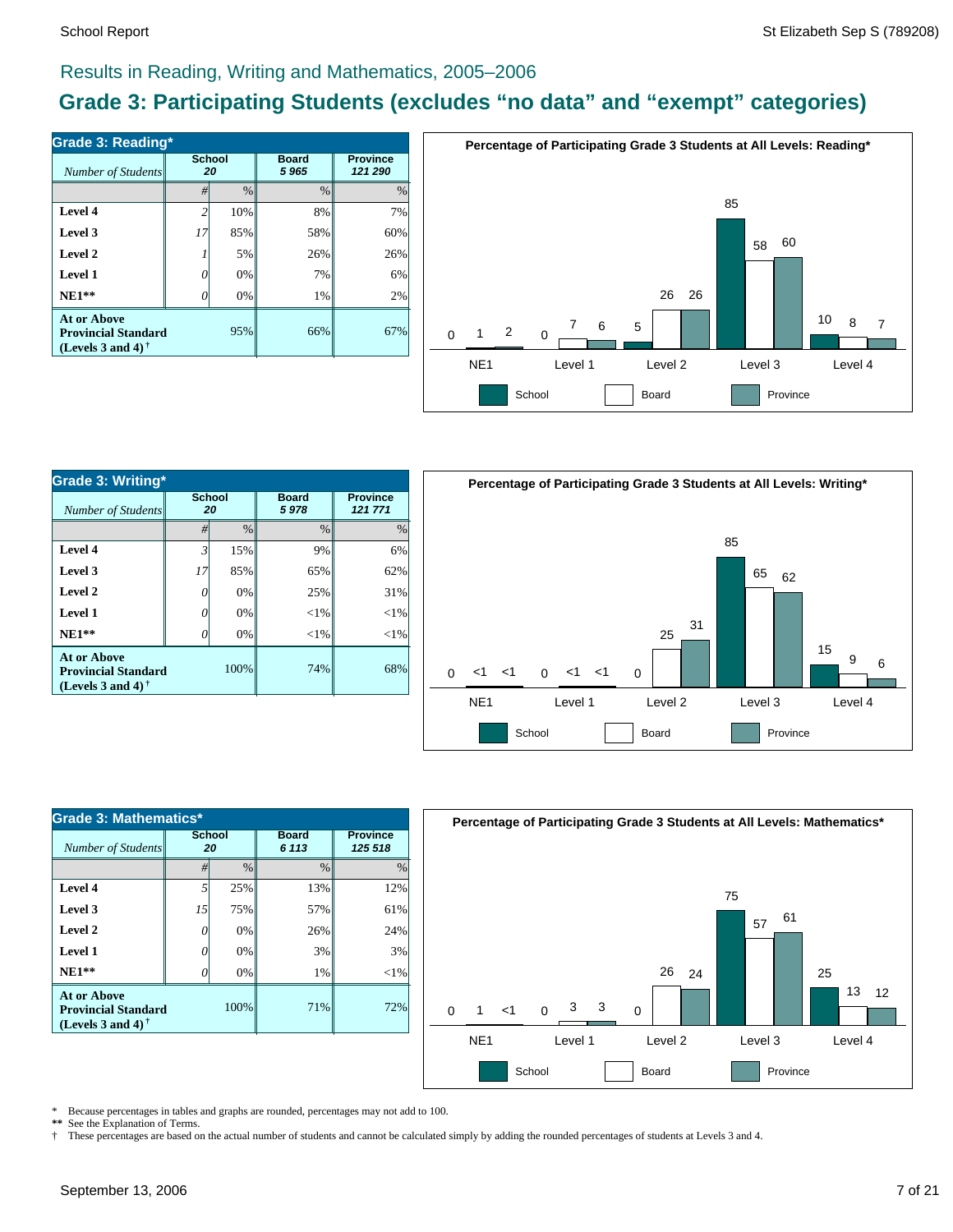## Results in Reading, Writing and Mathematics, 2005–2006

# Grade 3: Participating Students (excludes “no data” and “exempt” categories)

**Grade 3: Reading***

| *Number of Students* | School 20 | | Board 5 965 | Province 121 290 |
|---|---|---|---|---|
| | # | % | % | % |
| **Level 4** | 2 | 10% | 8% | 7% |
| **Level 3** | 17 | 85% | 58% | 60% |
| **Level 2** | 1 | 5% | 26% | 26% |
| **Level 1** | 0 | 0% | 7% | 6% |
| **NE1**** | 0 | 0% | 1% | 2% |
| **At or Above Provincial Standard (Levels 3 and 4)†** | | 95% | 66% | 67% |

**Percentage of Participating Grade 3 Students at All Levels: Reading***

| | School | Board | Province |
|---|---|---|---|
| NE1 | 0 | 1 | 2 |
| Level 1 | 0 | 7 | 6 |
| Level 2 | 5 | 26 | 26 |
| Level 3 | 85 | 58 | 60 |
| Level 4 | 10 | 8 | 7 |

**Grade 3: Writing***

| *Number of Students* | School 20 | | Board 5 978 | Province 121 771 |
|---|---|---|---|---|
| | # | % | % | % |
| **Level 4** | 3 | 15% | 9% | 6% |
| **Level 3** | 17 | 85% | 65% | 62% |
| **Level 2** | 0 | 0% | 25% | 31% |
| **Level 1** | 0 | 0% | <1% | <1% |
| **NE1**** | 0 | 0% | <1% | <1% |
| **At or Above Provincial Standard (Levels 3 and 4)†** | | 100% | 74% | 68% |

**Percentage of Participating Grade 3 Students at All Levels: Writing***

| | School | Board | Province |
|---|---|---|---|
| NE1 | 0 | <1 | <1 |
| Level 1 | 0 | <1 | <1 |
| Level 2 | 0 | 25 | 31 |
| Level 3 | 85 | 65 | 62 |
| Level 4 | 15 | 9 | 6 |

**Grade 3: Mathematics***

| *Number of Students* | School 20 | | Board 6 113 | Province 125 518 |
|---|---|---|---|---|
| | # | % | % | % |
| **Level 4** | 5 | 25% | 13% | 12% |
| **Level 3** | 15 | 75% | 57% | 61% |
| **Level 2** | 0 | 0% | 26% | 24% |
| **Level 1** | 0 | 0% | 3% | 3% |
| **NE1**** | 0 | 0% | 1% | <1% |
| **At or Above Provincial Standard (Levels 3 and 4)†** | | 100% | 71% | 72% |

**Percentage of Participating Grade 3 Students at All Levels: Mathematics***

| | School | Board | Province |
|---|---|---|---|
| NE1 | 0 | 1 | <1 |
| Level 1 | 0 | 3 | 3 |
| Level 2 | 0 | 26 | 24 |
| Level 3 | 75 | 57 | 61 |
| Level 4 | 25 | 13 | 12 |

\* Because percentages in tables and graphs are rounded, percentages may not add to 100.
** See the Explanation of Terms.
† These percentages are based on the actual number of students and cannot be calculated simply by adding the rounded percentages of students at Levels 3 and 4.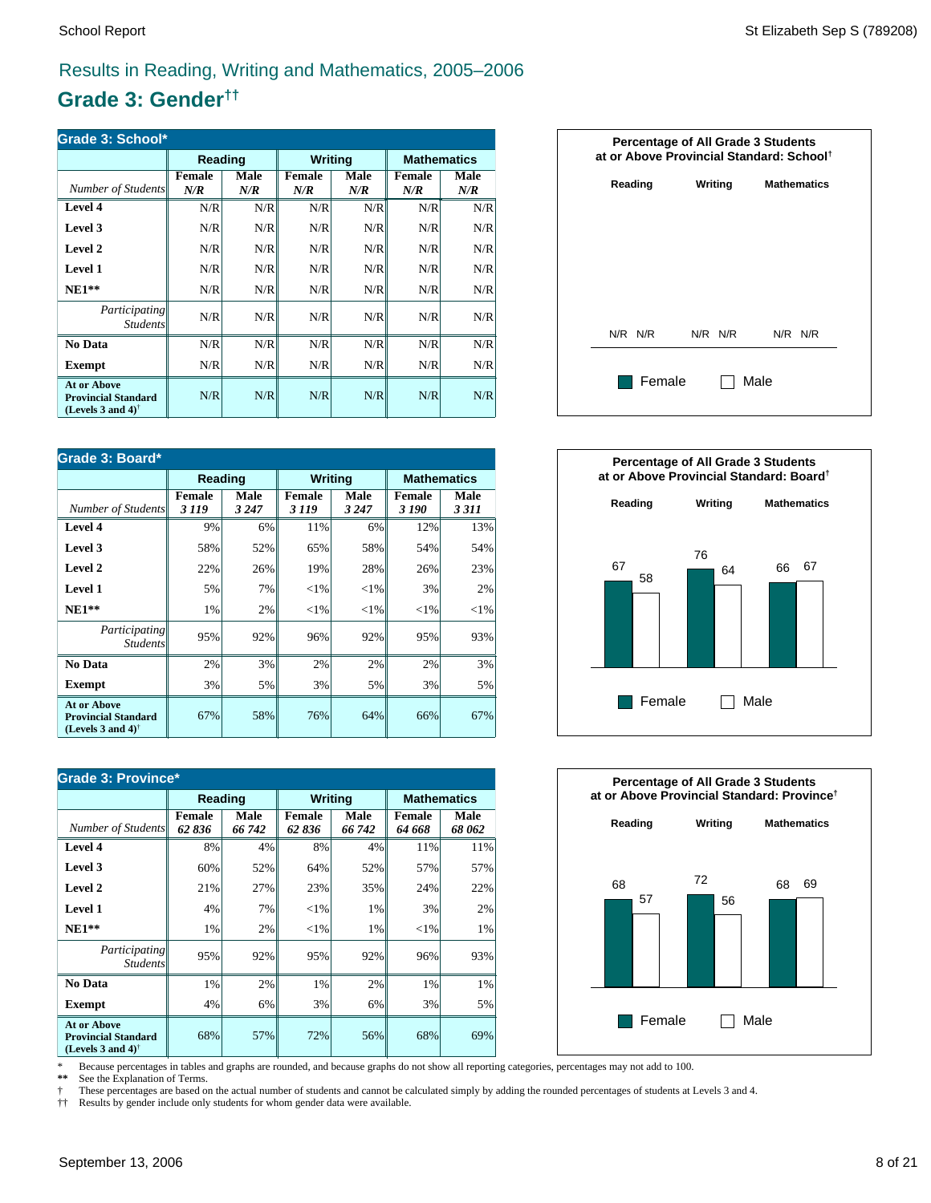## Results in Reading, Writing and Mathematics, 2005–2006

# Grade 3: Gender††

| Grade 3: School* | Reading | | Writing | | Mathematics | |
|---|---|---|---|---|---|---|
| *Number of Students* | Female *N/R* | Male *N/R* | Female *N/R* | Male *N/R* | Female *N/R* | Male *N/R* |
| **Level 4** | N/R | N/R | N/R | N/R | N/R | N/R |
| **Level 3** | N/R | N/R | N/R | N/R | N/R | N/R |
| **Level 2** | N/R | N/R | N/R | N/R | N/R | N/R |
| **Level 1** | N/R | N/R | N/R | N/R | N/R | N/R |
| **NE1**** | N/R | N/R | N/R | N/R | N/R | N/R |
| *Participating Students* | N/R | N/R | N/R | N/R | N/R | N/R |
| **No Data** | N/R | N/R | N/R | N/R | N/R | N/R |
| **Exempt** | N/R | N/R | N/R | N/R | N/R | N/R |
| **At or Above Provincial Standard (Levels 3 and 4)†** | N/R | N/R | N/R | N/R | N/R | N/R |

**Percentage of All Grade 3 Students at or Above Provincial Standard: School†**

| | Reading | Writing | Mathematics |
|---|---|---|---|
| Female | N/R | N/R | N/R |
| Male | N/R | N/R | N/R |

| Grade 3: Board* | Reading | | Writing | | Mathematics | |
|---|---|---|---|---|---|---|
| *Number of Students* | Female *3 119* | Male *3 247* | Female *3 119* | Male *3 247* | Female *3 190* | Male *3 311* |
| **Level 4** | 9% | 6% | 11% | 6% | 12% | 13% |
| **Level 3** | 58% | 52% | 65% | 58% | 54% | 54% |
| **Level 2** | 22% | 26% | 19% | 28% | 26% | 23% |
| **Level 1** | 5% | 7% | <1% | <1% | 3% | 2% |
| **NE1**** | 1% | 2% | <1% | <1% | <1% | <1% |
| *Participating Students* | 95% | 92% | 96% | 92% | 95% | 93% |
| **No Data** | 2% | 3% | 2% | 2% | 2% | 3% |
| **Exempt** | 3% | 5% | 3% | 5% | 3% | 5% |
| **At or Above Provincial Standard (Levels 3 and 4)†** | 67% | 58% | 76% | 64% | 66% | 67% |

**Percentage of All Grade 3 Students at or Above Provincial Standard: Board†**

| | Reading | Writing | Mathematics |
|---|---|---|---|
| Female | 67 | 76 | 66 |
| Male | 58 | 64 | 67 |

| Grade 3: Province* | Reading | | Writing | | Mathematics | |
|---|---|---|---|---|---|---|
| *Number of Students* | Female *62 836* | Male *66 742* | Female *62 836* | Male *66 742* | Female *64 668* | Male *68 062* |
| **Level 4** | 8% | 4% | 8% | 4% | 11% | 11% |
| **Level 3** | 60% | 52% | 64% | 52% | 57% | 57% |
| **Level 2** | 21% | 27% | 23% | 35% | 24% | 22% |
| **Level 1** | 4% | 7% | <1% | 1% | 3% | 2% |
| **NE1**** | 1% | 2% | <1% | 1% | <1% | 1% |
| *Participating Students* | 95% | 92% | 95% | 92% | 96% | 93% |
| **No Data** | 1% | 2% | 1% | 2% | 1% | 1% |
| **Exempt** | 4% | 6% | 3% | 6% | 3% | 5% |
| **At or Above Provincial Standard (Levels 3 and 4)†** | 68% | 57% | 72% | 56% | 68% | 69% |

**Percentage of All Grade 3 Students at or Above Provincial Standard: Province†**

| | Reading | Writing | Mathematics |
|---|---|---|---|
| Female | 68 | 72 | 68 |
| Male | 57 | 56 | 69 |

\* Because percentages in tables and graphs are rounded, and because graphs do not show all reporting categories, percentages may not add to 100.
** See the Explanation of Terms.
† These percentages are based on the actual number of students and cannot be calculated simply by adding the rounded percentages of students at Levels 3 and 4.
†† Results by gender include only students for whom gender data were available.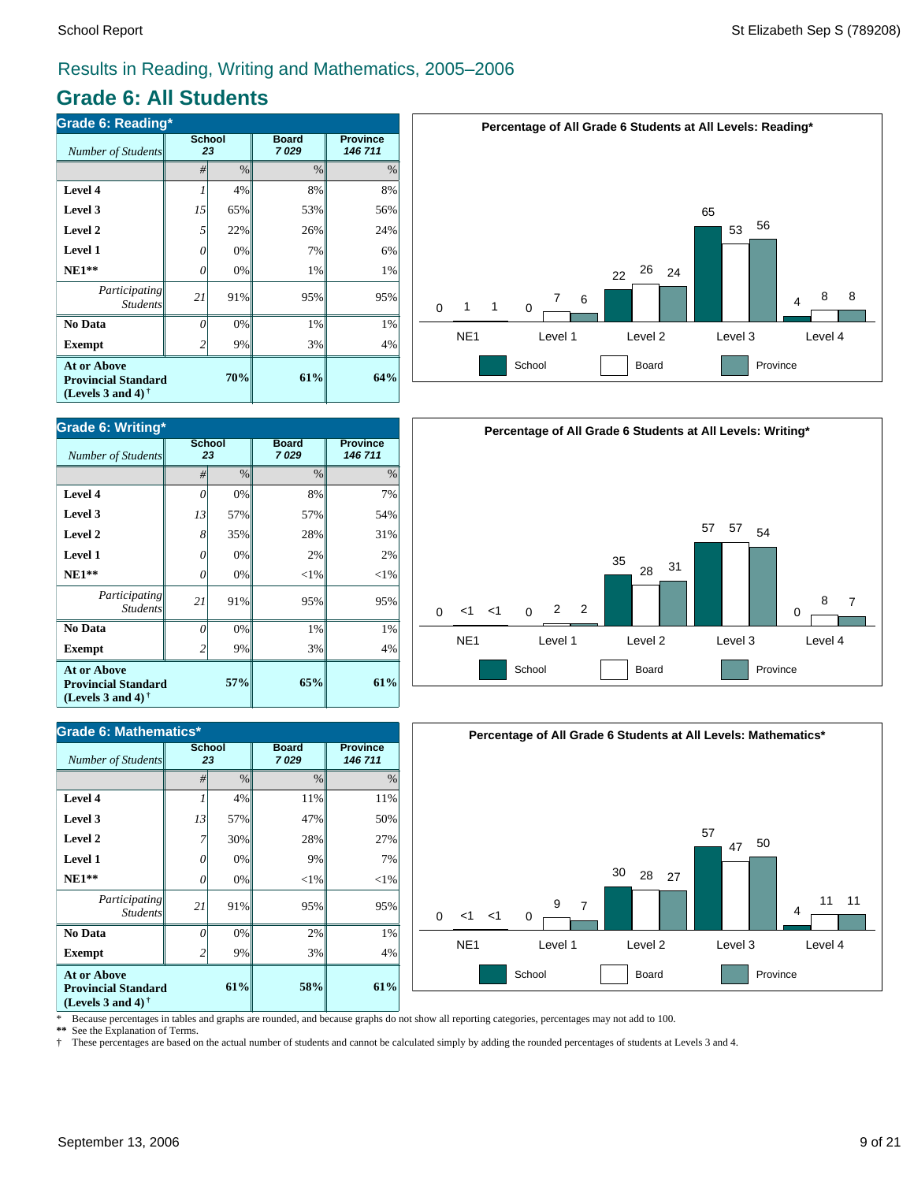## Results in Reading, Writing and Mathematics, 2005–2006

# Grade 6: All Students

### Grade 6: Reading*

| Number of Students | School 23 # | School 23 % | Board 7 029 % | Province 146 711 % |
|---|---|---|---|---|
| **Level 4** | 1 | 4% | 8% | 8% |
| **Level 3** | 15 | 65% | 53% | 56% |
| **Level 2** | 5 | 22% | 26% | 24% |
| **Level 1** | 0 | 0% | 7% | 6% |
| **NE1**** | 0 | 0% | 1% | 1% |
| *Participating Students* | 21 | 91% | 95% | 95% |
| **No Data** | 0 | 0% | 1% | 1% |
| **Exempt** | 2 | 9% | 3% | 4% |
| **At or Above Provincial Standard (Levels 3 and 4)** † | | **70%** | **61%** | **64%** |

**Percentage of All Grade 6 Students at All Levels: Reading***

| | School | Board | Province |
|---|---|---|---|
| NE1 | 0 | 1 | 1 |
| Level 1 | 0 | 7 | 6 |
| Level 2 | 22 | 26 | 24 |
| Level 3 | 65 | 53 | 56 |
| Level 4 | 4 | 8 | 8 |

### Grade 6: Writing*

| Number of Students | School 23 # | School 23 % | Board 7 029 % | Province 146 711 % |
|---|---|---|---|---|
| **Level 4** | 0 | 0% | 8% | 7% |
| **Level 3** | 13 | 57% | 57% | 54% |
| **Level 2** | 8 | 35% | 28% | 31% |
| **Level 1** | 0 | 0% | 2% | 2% |
| **NE1**** | 0 | 0% | <1% | <1% |
| *Participating Students* | 21 | 91% | 95% | 95% |
| **No Data** | 0 | 0% | 1% | 1% |
| **Exempt** | 2 | 9% | 3% | 4% |
| **At or Above Provincial Standard (Levels 3 and 4)** † | | **57%** | **65%** | **61%** |

**Percentage of All Grade 6 Students at All Levels: Writing***

| | School | Board | Province |
|---|---|---|---|
| NE1 | 0 | <1 | <1 |
| Level 1 | 0 | 2 | 2 |
| Level 2 | 35 | 28 | 31 |
| Level 3 | 57 | 57 | 54 |
| Level 4 | 0 | 8 | 7 |

### Grade 6: Mathematics*

| Number of Students | School 23 # | School 23 % | Board 7 029 % | Province 146 711 % |
|---|---|---|---|---|
| **Level 4** | 1 | 4% | 11% | 11% |
| **Level 3** | 13 | 57% | 47% | 50% |
| **Level 2** | 7 | 30% | 28% | 27% |
| **Level 1** | 0 | 0% | 9% | 7% |
| **NE1**** | 0 | 0% | <1% | <1% |
| *Participating Students* | 21 | 91% | 95% | 95% |
| **No Data** | 0 | 0% | 2% | 1% |
| **Exempt** | 2 | 9% | 3% | 4% |
| **At or Above Provincial Standard (Levels 3 and 4)** † | | **61%** | **58%** | **61%** |

**Percentage of All Grade 6 Students at All Levels: Mathematics***

| | School | Board | Province |
|---|---|---|---|
| NE1 | 0 | <1 | <1 |
| Level 1 | 0 | 9 | 7 |
| Level 2 | 30 | 28 | 27 |
| Level 3 | 57 | 47 | 50 |
| Level 4 | 4 | 11 | 11 |

\* Because percentages in tables and graphs are rounded, and because graphs do not show all reporting categories, percentages may not add to 100.
** See the Explanation of Terms.
† These percentages are based on the actual number of students and cannot be calculated simply by adding the rounded percentages of students at Levels 3 and 4.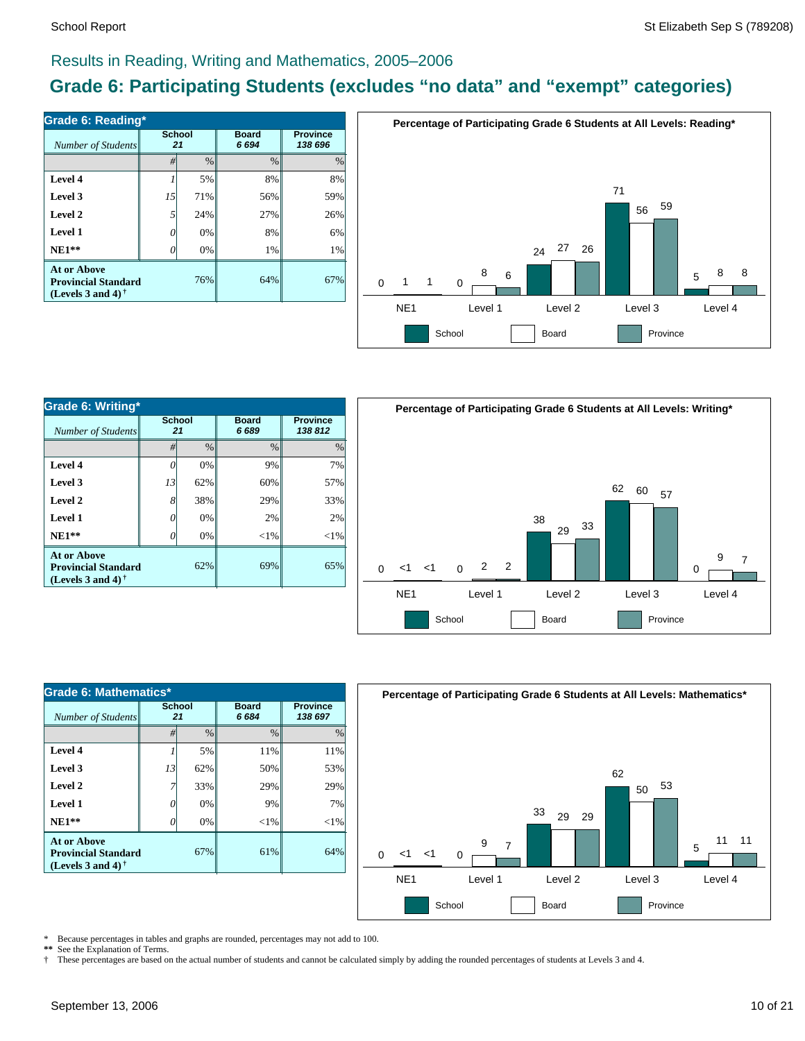# Results in Reading, Writing and Mathematics, 2005–2006

## Grade 6: Participating Students (excludes “no data” and “exempt” categories)

| Grade 6: Reading* | School | | Board | Province |
|---|---|---|---|---|
| *Number of Students* | 21 | | 6 694 | 138 696 |
| | # | % | % | % |
| **Level 4** | 1 | 5% | 8% | 8% |
| **Level 3** | 15 | 71% | 56% | 59% |
| **Level 2** | 5 | 24% | 27% | 26% |
| **Level 1** | 0 | 0% | 8% | 6% |
| **NE1**** | 0 | 0% | 1% | 1% |
| **At or Above Provincial Standard (Levels 3 and 4)** † | | 76% | 64% | 67% |

**Percentage of Participating Grade 6 Students at All Levels: Reading***

| | School | Board | Province |
|---|---|---|---|
| NE1 | 0 | 1 | 1 |
| Level 1 | 0 | 8 | 6 |
| Level 2 | 24 | 27 | 26 |
| Level 3 | 71 | 56 | 59 |
| Level 4 | 5 | 8 | 8 |

| Grade 6: Writing* | School | | Board | Province |
|---|---|---|---|---|
| *Number of Students* | 21 | | 6 689 | 138 812 |
| | # | % | % | % |
| **Level 4** | 0 | 0% | 9% | 7% |
| **Level 3** | 13 | 62% | 60% | 57% |
| **Level 2** | 8 | 38% | 29% | 33% |
| **Level 1** | 0 | 0% | 2% | 2% |
| **NE1**** | 0 | 0% | <1% | <1% |
| **At or Above Provincial Standard (Levels 3 and 4)** † | | 62% | 69% | 65% |

**Percentage of Participating Grade 6 Students at All Levels: Writing***

| | School | Board | Province |
|---|---|---|---|
| NE1 | 0 | <1 | <1 |
| Level 1 | 0 | 2 | 2 |
| Level 2 | 38 | 29 | 33 |
| Level 3 | 62 | 60 | 57 |
| Level 4 | 0 | 9 | 7 |

| Grade 6: Mathematics* | School | | Board | Province |
|---|---|---|---|---|
| *Number of Students* | 21 | | 6 684 | 138 697 |
| | # | % | % | % |
| **Level 4** | 1 | 5% | 11% | 11% |
| **Level 3** | 13 | 62% | 50% | 53% |
| **Level 2** | 7 | 33% | 29% | 29% |
| **Level 1** | 0 | 0% | 9% | 7% |
| **NE1**** | 0 | 0% | <1% | <1% |
| **At or Above Provincial Standard (Levels 3 and 4)** † | | 67% | 61% | 64% |

**Percentage of Participating Grade 6 Students at All Levels: Mathematics***

| | School | Board | Province |
|---|---|---|---|
| NE1 | 0 | <1 | <1 |
| Level 1 | 0 | 9 | 7 |
| Level 2 | 33 | 29 | 29 |
| Level 3 | 62 | 50 | 53 |
| Level 4 | 5 | 11 | 11 |

\* Because percentages in tables and graphs are rounded, percentages may not add to 100.
** See the Explanation of Terms.
† These percentages are based on the actual number of students and cannot be calculated simply by adding the rounded percentages of students at Levels 3 and 4.

September 13, 2006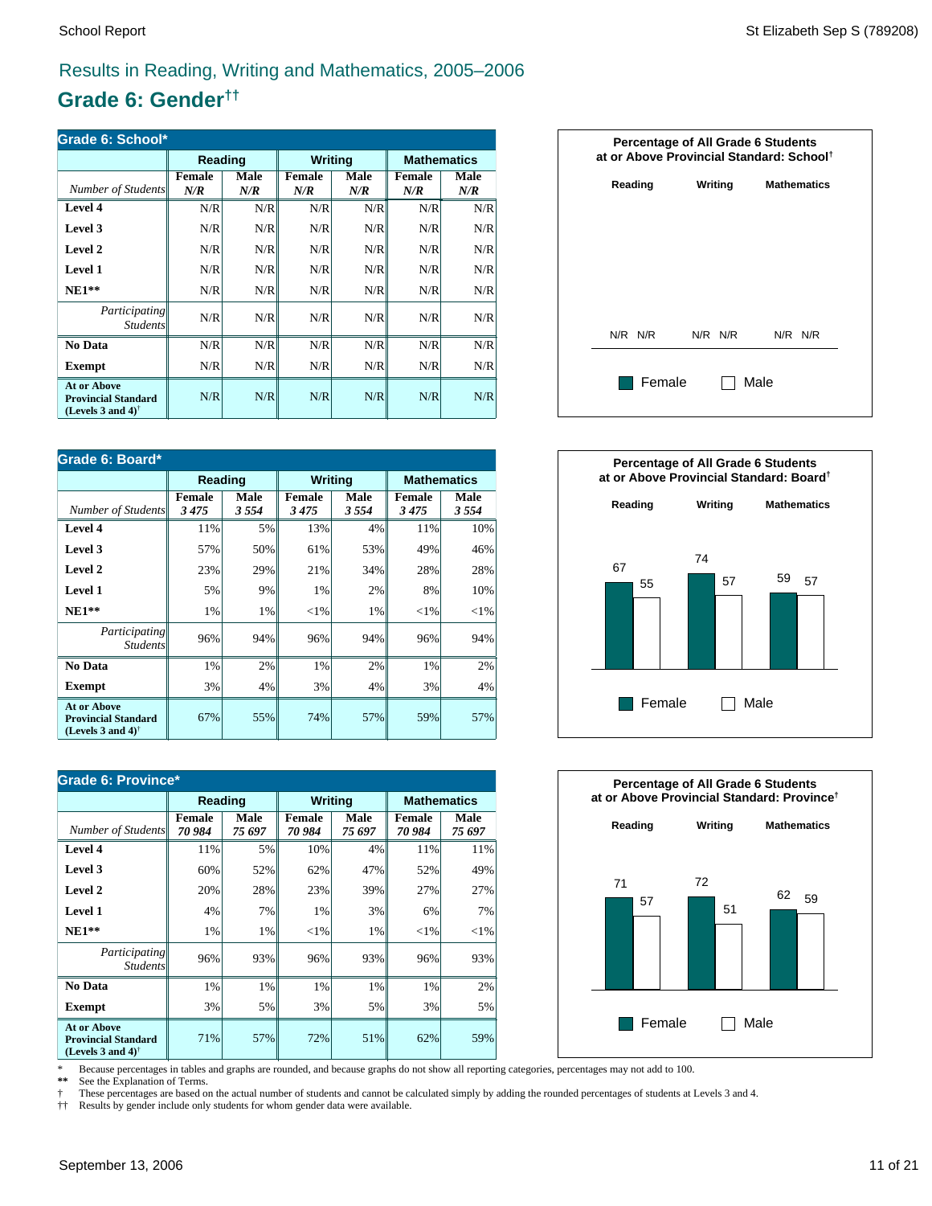# Results in Reading, Writing and Mathematics, 2005–2006

## Grade 6: Gender††

| Grade 6: School* | Reading | | Writing | | Mathematics | |
|---|---|---|---|---|---|---|
| *Number of Students* | Female *N/R* | Male *N/R* | Female *N/R* | Male *N/R* | Female *N/R* | Male *N/R* |
| **Level 4** | N/R | N/R | N/R | N/R | N/R | N/R |
| **Level 3** | N/R | N/R | N/R | N/R | N/R | N/R |
| **Level 2** | N/R | N/R | N/R | N/R | N/R | N/R |
| **Level 1** | N/R | N/R | N/R | N/R | N/R | N/R |
| **NE1**** | N/R | N/R | N/R | N/R | N/R | N/R |
| *Participating Students* | N/R | N/R | N/R | N/R | N/R | N/R |
| **No Data** | N/R | N/R | N/R | N/R | N/R | N/R |
| **Exempt** | N/R | N/R | N/R | N/R | N/R | N/R |
| **At or Above Provincial Standard (Levels 3 and 4)†** | N/R | N/R | N/R | N/R | N/R | N/R |

**Percentage of All Grade 6 Students at or Above Provincial Standard: School†**

| | Reading | Writing | Mathematics |
|---|---|---|---|
| Female | N/R | N/R | N/R |
| Male | N/R | N/R | N/R |

| Grade 6: Board* | Reading | | Writing | | Mathematics | |
|---|---|---|---|---|---|---|
| *Number of Students* | Female *3 475* | Male *3 554* | Female *3 475* | Male *3 554* | Female *3 475* | Male *3 554* |
| **Level 4** | 11% | 5% | 13% | 4% | 11% | 10% |
| **Level 3** | 57% | 50% | 61% | 53% | 49% | 46% |
| **Level 2** | 23% | 29% | 21% | 34% | 28% | 28% |
| **Level 1** | 5% | 9% | 1% | 2% | 8% | 10% |
| **NE1**** | 1% | 1% | <1% | 1% | <1% | <1% |
| *Participating Students* | 96% | 94% | 96% | 94% | 96% | 94% |
| **No Data** | 1% | 2% | 1% | 2% | 1% | 2% |
| **Exempt** | 3% | 4% | 3% | 4% | 3% | 4% |
| **At or Above Provincial Standard (Levels 3 and 4)†** | 67% | 55% | 74% | 57% | 59% | 57% |

**Percentage of All Grade 6 Students at or Above Provincial Standard: Board†**

| | Reading | Writing | Mathematics |
|---|---|---|---|
| Female | 67 | 74 | 59 |
| Male | 55 | 57 | 57 |

| Grade 6: Province* | Reading | | Writing | | Mathematics | |
|---|---|---|---|---|---|---|
| *Number of Students* | Female *70 984* | Male *75 697* | Female *70 984* | Male *75 697* | Female *70 984* | Male *75 697* |
| **Level 4** | 11% | 5% | 10% | 4% | 11% | 11% |
| **Level 3** | 60% | 52% | 62% | 47% | 52% | 49% |
| **Level 2** | 20% | 28% | 23% | 39% | 27% | 27% |
| **Level 1** | 4% | 7% | 1% | 3% | 6% | 7% |
| **NE1**** | 1% | 1% | <1% | 1% | <1% | <1% |
| *Participating Students* | 96% | 93% | 96% | 93% | 96% | 93% |
| **No Data** | 1% | 1% | 1% | 1% | 1% | 2% |
| **Exempt** | 3% | 5% | 3% | 5% | 3% | 5% |
| **At or Above Provincial Standard (Levels 3 and 4)†** | 71% | 57% | 72% | 51% | 62% | 59% |

**Percentage of All Grade 6 Students at or Above Provincial Standard: Province†**

| | Reading | Writing | Mathematics |
|---|---|---|---|
| Female | 71 | 72 | 62 |
| Male | 57 | 51 | 59 |

\* Because percentages in tables and graphs are rounded, and because graphs do not show all reporting categories, percentages may not add to 100.
** See the Explanation of Terms.
† These percentages are based on the actual number of students and cannot be calculated simply by adding the rounded percentages of students at Levels 3 and 4.
†† Results by gender include only students for whom gender data were available.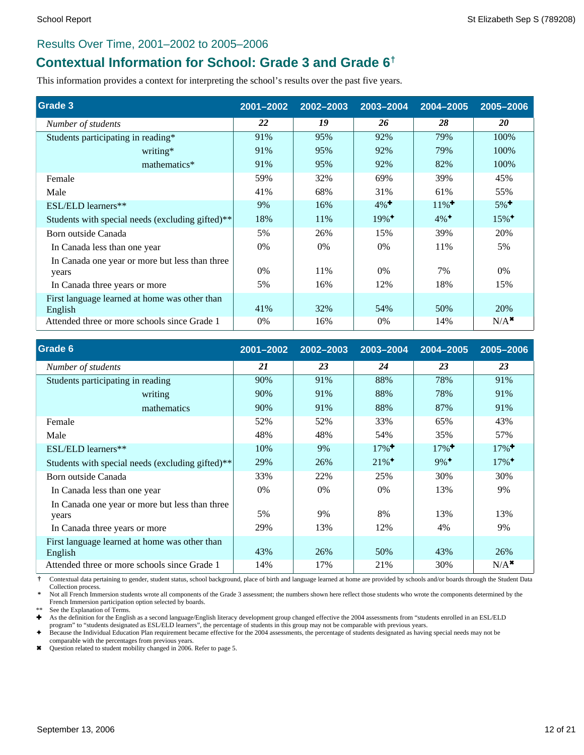## Results Over Time, 2001–2002 to 2005–2006

# Contextual Information for School: Grade 3 and Grade 6†

This information provides a context for interpreting the school's results over the past five years.

| Grade 3 | 2001–2002 | 2002–2003 | 2003–2004 | 2004–2005 | 2005–2006 |
|---|---|---|---|---|---|
| *Number of students* | ***22*** | ***19*** | ***26*** | ***28*** | ***20*** |
| Students participating in reading* | 91% | 95% | 92% | 79% | 100% |
| writing* | 91% | 95% | 92% | 79% | 100% |
| mathematics* | 91% | 95% | 92% | 82% | 100% |
| Female | 59% | 32% | 69% | 39% | 45% |
| Male | 41% | 68% | 31% | 61% | 55% |
| ESL/ELD learners** | 9% | 16% | 4%✚ | 11%✚ | 5%✚ |
| Students with special needs (excluding gifted)** | 18% | 11% | 19%✦ | 4%✦ | 15%✦ |
| Born outside Canada | 5% | 26% | 15% | 39% | 20% |
| In Canada less than one year | 0% | 0% | 0% | 11% | 5% |
| In Canada one year or more but less than three years | 0% | 11% | 0% | 7% | 0% |
| In Canada three years or more | 5% | 16% | 12% | 18% | 15% |
| First language learned at home was other than English | 41% | 32% | 54% | 50% | 20% |
| Attended three or more schools since Grade 1 | 0% | 16% | 0% | 14% | N/A✖ |

| Grade 6 | 2001–2002 | 2002–2003 | 2003–2004 | 2004–2005 | 2005–2006 |
|---|---|---|---|---|---|
| *Number of students* | ***21*** | ***23*** | ***24*** | ***23*** | ***23*** |
| Students participating in reading | 90% | 91% | 88% | 78% | 91% |
| writing | 90% | 91% | 88% | 78% | 91% |
| mathematics | 90% | 91% | 88% | 87% | 91% |
| Female | 52% | 52% | 33% | 65% | 43% |
| Male | 48% | 48% | 54% | 35% | 57% |
| ESL/ELD learners** | 10% | 9% | 17%✚ | 17%✚ | 17%✚ |
| Students with special needs (excluding gifted)** | 29% | 26% | 21%✦ | 9%✦ | 17%✦ |
| Born outside Canada | 33% | 22% | 25% | 30% | 30% |
| In Canada less than one year | 0% | 0% | 0% | 13% | 9% |
| In Canada one year or more but less than three years | 5% | 9% | 8% | 13% | 13% |
| In Canada three years or more | 29% | 13% | 12% | 4% | 9% |
| First language learned at home was other than English | 43% | 26% | 50% | 43% | 26% |
| Attended three or more schools since Grade 1 | 14% | 17% | 21% | 30% | N/A✖ |

† Contextual data pertaining to gender, student status, school background, place of birth and language learned at home are provided by schools and/or boards through the Student Data Collection process.

\* Not all French Immersion students wrote all components of the Grade 3 assessment; the numbers shown here reflect those students who wrote the components determined by the French Immersion participation option selected by boards.

** See the Explanation of Terms.

✚ As the definition for the English as a second language/English literacy development group changed effective the 2004 assessments from "students enrolled in an ESL/ELD program" to "students designated as ESL/ELD learners", the percentage of students in this group may not be comparable with previous years.

✦ Because the Individual Education Plan requirement became effective for the 2004 assessments, the percentage of students designated as having special needs may not be comparable with the percentages from previous years.

✖ Question related to student mobility changed in 2006. Refer to page 5.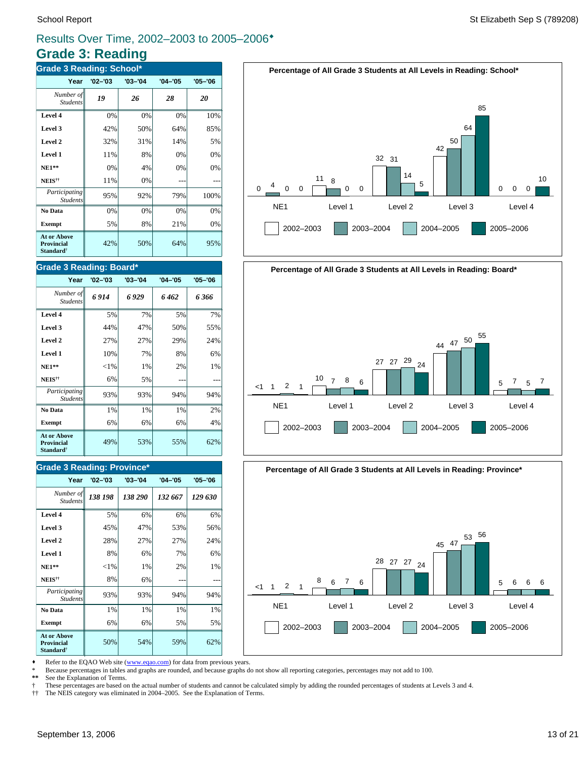## Results Over Time, 2002–2003 to 2005–2006♦

# Grade 3: Reading

### Grade 3 Reading: School*

| Year | '02–'03 | '03–'04 | '04–'05 | '05–'06 |
|---|---|---|---|---|
| *Number of Students* | *19* | *26* | *28* | *20* |
| **Level 4** | 0% | 0% | 0% | 10% |
| **Level 3** | 42% | 50% | 64% | 85% |
| **Level 2** | 32% | 31% | 14% | 5% |
| **Level 1** | 11% | 8% | 0% | 0% |
| **NE1**** | 0% | 4% | 0% | 0% |
| **NEIS††** | 11% | 0% | --- | --- |
| *Participating Students* | 95% | 92% | 79% | 100% |
| **No Data** | 0% | 0% | 0% | 0% |
| **Exempt** | 5% | 8% | 21% | 0% |
| **At or Above Provincial Standard†** | 42% | 50% | 64% | 95% |

**Percentage of All Grade 3 Students at All Levels in Reading: School***

| | 2002–2003 | 2003–2004 | 2004–2005 | 2005–2006 |
|---|---|---|---|---|
| NE1 | 0 | 4 | 0 | 0 |
| Level 1 | 11 | 8 | 0 | 0 |
| Level 2 | 32 | 31 | 14 | 5 |
| Level 3 | 42 | 50 | 64 | 85 |
| Level 4 | 0 | 0 | 0 | 10 |

### Grade 3 Reading: Board*

| Year | '02–'03 | '03–'04 | '04–'05 | '05–'06 |
|---|---|---|---|---|
| *Number of Students* | *6 914* | *6 929* | *6 462* | *6 366* |
| **Level 4** | 5% | 7% | 5% | 7% |
| **Level 3** | 44% | 47% | 50% | 55% |
| **Level 2** | 27% | 27% | 29% | 24% |
| **Level 1** | 10% | 7% | 8% | 6% |
| **NE1**** | <1% | 1% | 2% | 1% |
| **NEIS††** | 6% | 5% | --- | --- |
| *Participating Students* | 93% | 93% | 94% | 94% |
| **No Data** | 1% | 1% | 1% | 2% |
| **Exempt** | 6% | 6% | 6% | 4% |
| **At or Above Provincial Standard†** | 49% | 53% | 55% | 62% |

**Percentage of All Grade 3 Students at All Levels in Reading: Board***

| | 2002–2003 | 2003–2004 | 2004–2005 | 2005–2006 |
|---|---|---|---|---|
| NE1 | <1 | 1 | 2 | 1 |
| Level 1 | 10 | 7 | 8 | 6 |
| Level 2 | 27 | 27 | 29 | 24 |
| Level 3 | 44 | 47 | 50 | 55 |
| Level 4 | 5 | 7 | 5 | 7 |

### Grade 3 Reading: Province*

| Year | '02–'03 | '03–'04 | '04–'05 | '05–'06 |
|---|---|---|---|---|
| *Number of Students* | *138 198* | *138 290* | *132 667* | *129 630* |
| **Level 4** | 5% | 6% | 6% | 6% |
| **Level 3** | 45% | 47% | 53% | 56% |
| **Level 2** | 28% | 27% | 27% | 24% |
| **Level 1** | 8% | 6% | 7% | 6% |
| **NE1**** | <1% | 1% | 2% | 1% |
| **NEIS††** | 8% | 6% | --- | --- |
| *Participating Students* | 93% | 93% | 94% | 94% |
| **No Data** | 1% | 1% | 1% | 1% |
| **Exempt** | 6% | 6% | 5% | 5% |
| **At or Above Provincial Standard†** | 50% | 54% | 59% | 62% |

**Percentage of All Grade 3 Students at All Levels in Reading: Province***

| | 2002–2003 | 2003–2004 | 2004–2005 | 2005–2006 |
|---|---|---|---|---|
| NE1 | <1 | 1 | 2 | 1 |
| Level 1 | 8 | 6 | 7 | 6 |
| Level 2 | 28 | 27 | 27 | 24 |
| Level 3 | 45 | 47 | 53 | 56 |
| Level 4 | 5 | 6 | 6 | 6 |

♦ Refer to the EQAO Web site (www.eqao.com) for data from previous years.

\* Because percentages in tables and graphs are rounded, and because graphs do not show all reporting categories, percentages may not add to 100.

** See the Explanation of Terms.

† These percentages are based on the actual number of students and cannot be calculated simply by adding the rounded percentages of students at Levels 3 and 4.

†† The NEIS category was eliminated in 2004–2005. See the Explanation of Terms.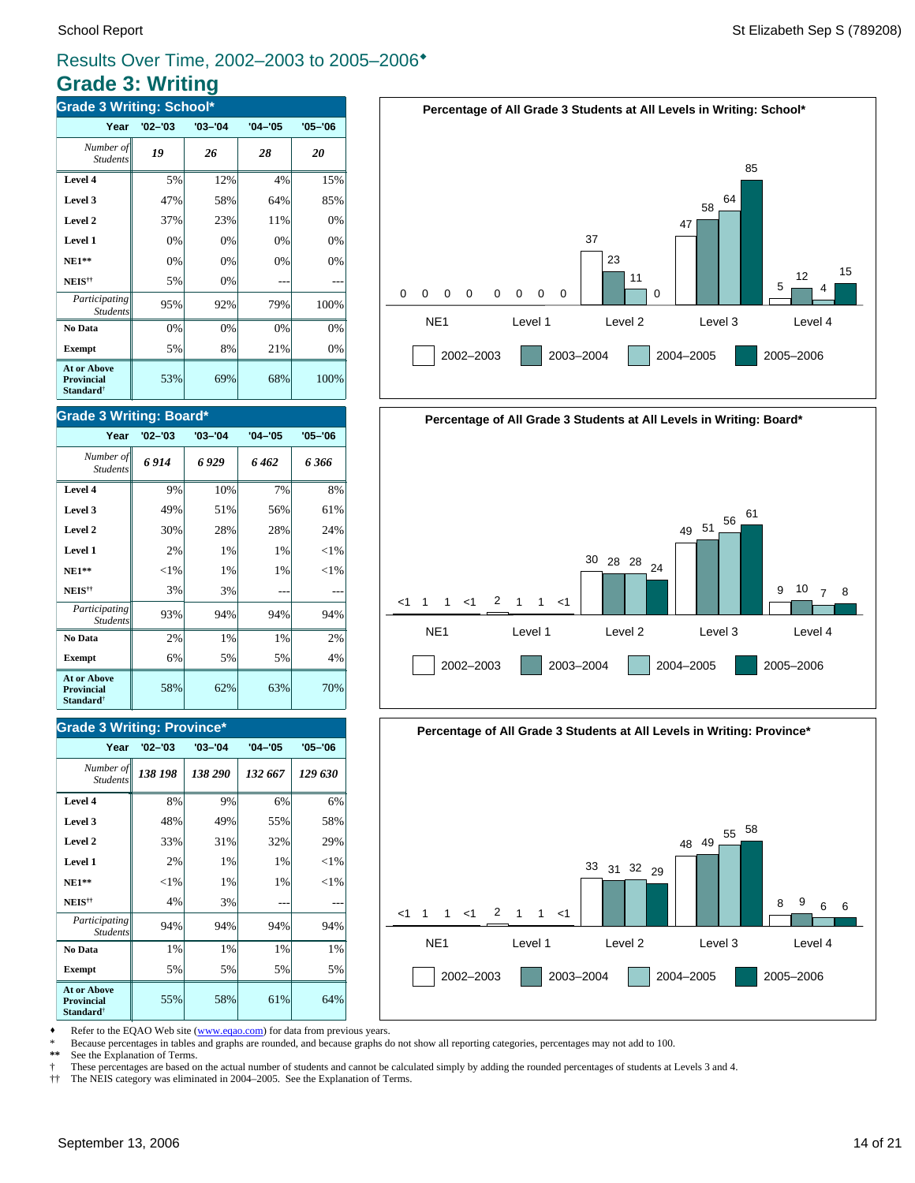# Results Over Time, 2002–2003 to 2005–2006♦

## Grade 3: Writing

### Grade 3 Writing: School*

| Year | '02–'03 | '03–'04 | '04–'05 | '05–'06 |
|---|---|---|---|---|
| *Number of Students* | *19* | *26* | *28* | *20* |
| **Level 4** | 5% | 12% | 4% | 15% |
| **Level 3** | 47% | 58% | 64% | 85% |
| **Level 2** | 37% | 23% | 11% | 0% |
| **Level 1** | 0% | 0% | 0% | 0% |
| **NE1**** | 0% | 0% | 0% | 0% |
| **NEIS**†† | 5% | 0% | --- | --- |
| *Participating Students* | 95% | 92% | 79% | 100% |
| **No Data** | 0% | 0% | 0% | 0% |
| **Exempt** | 5% | 8% | 21% | 0% |
| **At or Above Provincial Standard**† | 53% | 69% | 68% | 100% |

**Percentage of All Grade 3 Students at All Levels in Writing: School***

| | 2002–2003 | 2003–2004 | 2004–2005 | 2005–2006 |
|---|---|---|---|---|
| NE1 | 0 | 0 | 0 | 0 |
| Level 1 | 0 | 0 | 0 | 0 |
| Level 2 | 37 | 23 | 11 | 0 |
| Level 3 | 47 | 58 | 64 | 85 |
| Level 4 | 5 | 12 | 4 | 15 |

### Grade 3 Writing: Board*

| Year | '02–'03 | '03–'04 | '04–'05 | '05–'06 |
|---|---|---|---|---|
| *Number of Students* | *6 914* | *6 929* | *6 462* | *6 366* |
| **Level 4** | 9% | 10% | 7% | 8% |
| **Level 3** | 49% | 51% | 56% | 61% |
| **Level 2** | 30% | 28% | 28% | 24% |
| **Level 1** | 2% | 1% | 1% | <1% |
| **NE1**** | <1% | 1% | 1% | <1% |
| **NEIS**†† | 3% | 3% | --- | --- |
| *Participating Students* | 93% | 94% | 94% | 94% |
| **No Data** | 2% | 1% | 1% | 2% |
| **Exempt** | 6% | 5% | 5% | 4% |
| **At or Above Provincial Standard**† | 58% | 62% | 63% | 70% |

**Percentage of All Grade 3 Students at All Levels in Writing: Board***

| | 2002–2003 | 2003–2004 | 2004–2005 | 2005–2006 |
|---|---|---|---|---|
| NE1 | <1 | 1 | 1 | <1 |
| Level 1 | 2 | 1 | 1 | <1 |
| Level 2 | 30 | 28 | 28 | 24 |
| Level 3 | 49 | 51 | 56 | 61 |
| Level 4 | 9 | 10 | 7 | 8 |

### Grade 3 Writing: Province*

| Year | '02–'03 | '03–'04 | '04–'05 | '05–'06 |
|---|---|---|---|---|
| *Number of Students* | *138 198* | *138 290* | *132 667* | *129 630* |
| **Level 4** | 8% | 9% | 6% | 6% |
| **Level 3** | 48% | 49% | 55% | 58% |
| **Level 2** | 33% | 31% | 32% | 29% |
| **Level 1** | 2% | 1% | 1% | <1% |
| **NE1**** | <1% | 1% | 1% | <1% |
| **NEIS**†† | 4% | 3% | --- | --- |
| *Participating Students* | 94% | 94% | 94% | 94% |
| **No Data** | 1% | 1% | 1% | 1% |
| **Exempt** | 5% | 5% | 5% | 5% |
| **At or Above Provincial Standard**† | 55% | 58% | 61% | 64% |

**Percentage of All Grade 3 Students at All Levels in Writing: Province***

| | 2002–2003 | 2003–2004 | 2004–2005 | 2005–2006 |
|---|---|---|---|---|
| NE1 | <1 | 1 | 1 | <1 |
| Level 1 | 2 | 1 | 1 | <1 |
| Level 2 | 33 | 31 | 32 | 29 |
| Level 3 | 48 | 49 | 55 | 58 |
| Level 4 | 8 | 9 | 6 | 6 |

♦ Refer to the EQAO Web site (www.eqao.com) for data from previous years.
* Because percentages in tables and graphs are rounded, and because graphs do not show all reporting categories, percentages may not add to 100.
** See the Explanation of Terms.
† These percentages are based on the actual number of students and cannot be calculated simply by adding the rounded percentages of students at Levels 3 and 4.
†† The NEIS category was eliminated in 2004–2005. See the Explanation of Terms.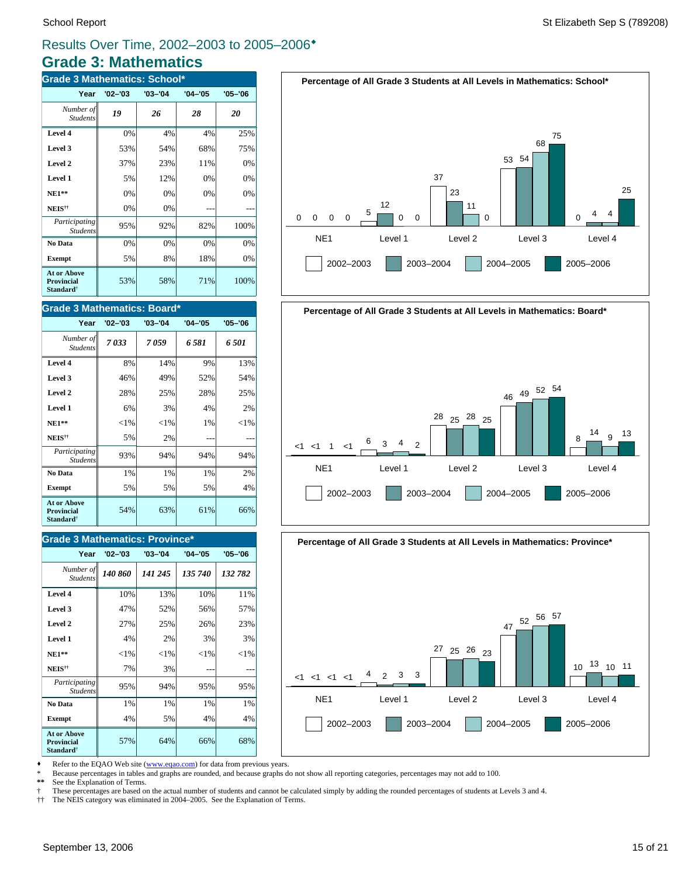# Results Over Time, 2002–2003 to 2005–2006♦

## Grade 3: Mathematics

### Grade 3 Mathematics: School*

| Year | '02–'03 | '03–'04 | '04–'05 | '05–'06 |
|---|---|---|---|---|
| *Number of Students* | *19* | *26* | *28* | *20* |
| **Level 4** | 0% | 4% | 4% | 25% |
| **Level 3** | 53% | 54% | 68% | 75% |
| **Level 2** | 37% | 23% | 11% | 0% |
| **Level 1** | 5% | 12% | 0% | 0% |
| **NE1**** | 0% | 0% | 0% | 0% |
| **NEIS**†† | 0% | 0% | --- | --- |
| *Participating Students* | 95% | 92% | 82% | 100% |
| **No Data** | 0% | 0% | 0% | 0% |
| **Exempt** | 5% | 8% | 18% | 0% |
| **At or Above Provincial Standard**† | 53% | 58% | 71% | 100% |

**Percentage of All Grade 3 Students at All Levels in Mathematics: School***

| | NE1 | Level 1 | Level 2 | Level 3 | Level 4 |
|---|---|---|---|---|---|
| 2002–2003 | 0 | 5 | 37 | 53 | 0 |
| 2003–2004 | 0 | 12 | 23 | 54 | 4 |
| 2004–2005 | 0 | 0 | 11 | 68 | 4 |
| 2005–2006 | 0 | 0 | 0 | 75 | 25 |

### Grade 3 Mathematics: Board*

| Year | '02–'03 | '03–'04 | '04–'05 | '05–'06 |
|---|---|---|---|---|
| *Number of Students* | *7 033* | *7 059* | *6 581* | *6 501* |
| **Level 4** | 8% | 14% | 9% | 13% |
| **Level 3** | 46% | 49% | 52% | 54% |
| **Level 2** | 28% | 25% | 28% | 25% |
| **Level 1** | 6% | 3% | 4% | 2% |
| **NE1**** | <1% | <1% | 1% | <1% |
| **NEIS**†† | 5% | 2% | --- | --- |
| *Participating Students* | 93% | 94% | 94% | 94% |
| **No Data** | 1% | 1% | 1% | 2% |
| **Exempt** | 5% | 5% | 5% | 4% |
| **At or Above Provincial Standard**† | 54% | 63% | 61% | 66% |

**Percentage of All Grade 3 Students at All Levels in Mathematics: Board***

| | NE1 | Level 1 | Level 2 | Level 3 | Level 4 |
|---|---|---|---|---|---|
| 2002–2003 | <1 | 6 | 28 | 46 | 8 |
| 2003–2004 | <1 | 3 | 25 | 49 | 14 |
| 2004–2005 | 1 | 4 | 28 | 52 | 9 |
| 2005–2006 | <1 | 2 | 25 | 54 | 13 |

### Grade 3 Mathematics: Province*

| Year | '02–'03 | '03–'04 | '04–'05 | '05–'06 |
|---|---|---|---|---|
| *Number of Students* | *140 860* | *141 245* | *135 740* | *132 782* |
| **Level 4** | 10% | 13% | 10% | 11% |
| **Level 3** | 47% | 52% | 56% | 57% |
| **Level 2** | 27% | 25% | 26% | 23% |
| **Level 1** | 4% | 2% | 3% | 3% |
| **NE1**** | <1% | <1% | <1% | <1% |
| **NEIS**†† | 7% | 3% | --- | --- |
| *Participating Students* | 95% | 94% | 95% | 95% |
| **No Data** | 1% | 1% | 1% | 1% |
| **Exempt** | 4% | 5% | 4% | 4% |
| **At or Above Provincial Standard**† | 57% | 64% | 66% | 68% |

**Percentage of All Grade 3 Students at All Levels in Mathematics: Province***

| | NE1 | Level 1 | Level 2 | Level 3 | Level 4 |
|---|---|---|---|---|---|
| 2002–2003 | <1 | 4 | 27 | 47 | 10 |
| 2003–2004 | <1 | 2 | 25 | 52 | 13 |
| 2004–2005 | <1 | 3 | 26 | 56 | 10 |
| 2005–2006 | <1 | 3 | 23 | 57 | 11 |

♦ Refer to the EQAO Web site (www.eqao.com) for data from previous years.
\* Because percentages in tables and graphs are rounded, and because graphs do not show all reporting categories, percentages may not add to 100.
** See the Explanation of Terms.
† These percentages are based on the actual number of students and cannot be calculated simply by adding the rounded percentages of students at Levels 3 and 4.
†† The NEIS category was eliminated in 2004–2005. See the Explanation of Terms.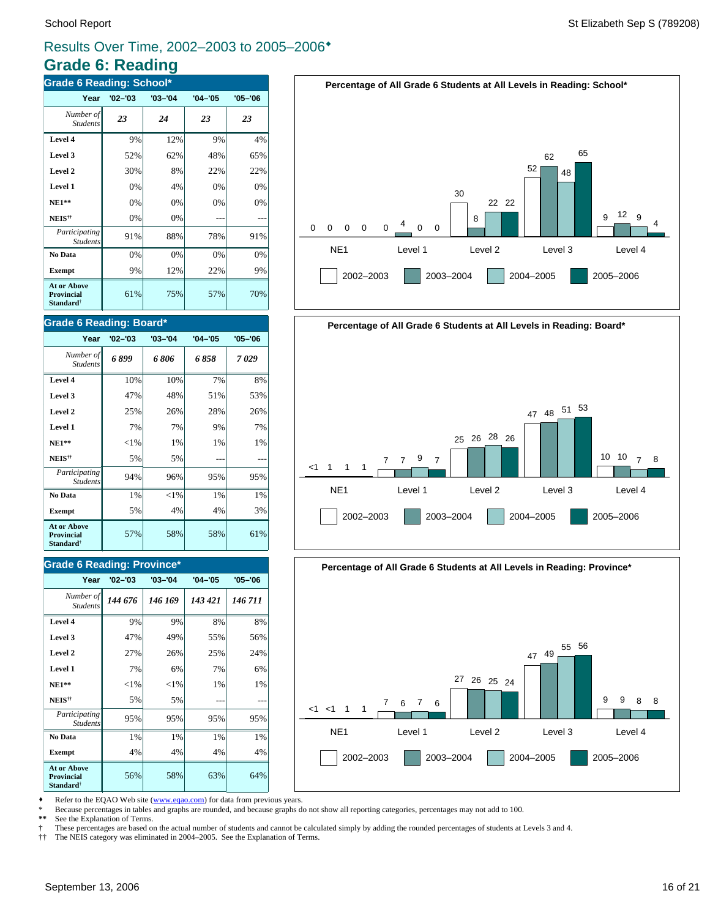## Results Over Time, 2002–2003 to 2005–2006♦

# Grade 6: Reading

### Grade 6 Reading: School*

| Year | '02–'03 | '03–'04 | '04–'05 | '05–'06 |
|---|---|---|---|---|
| *Number of Students* | *23* | *24* | *23* | *23* |
| **Level 4** | 9% | 12% | 9% | 4% |
| **Level 3** | 52% | 62% | 48% | 65% |
| **Level 2** | 30% | 8% | 22% | 22% |
| **Level 1** | 0% | 4% | 0% | 0% |
| **NE1**** | 0% | 0% | 0% | 0% |
| **NEIS**†† | 0% | 0% | --- | --- |
| *Participating Students* | 91% | 88% | 78% | 91% |
| **No Data** | 0% | 0% | 0% | 0% |
| **Exempt** | 9% | 12% | 22% | 9% |
| **At or Above Provincial Standard**† | 61% | 75% | 57% | 70% |

**Percentage of All Grade 6 Students at All Levels in Reading: School***

| | NE1 | Level 1 | Level 2 | Level 3 | Level 4 |
|---|---|---|---|---|---|
| 2002–2003 | 0 | 0 | 30 | 52 | 9 |
| 2003–2004 | 0 | 4 | 8 | 62 | 12 |
| 2004–2005 | 0 | 0 | 22 | 48 | 9 |
| 2005–2006 | 0 | 0 | 22 | 65 | 4 |

### Grade 6 Reading: Board*

| Year | '02–'03 | '03–'04 | '04–'05 | '05–'06 |
|---|---|---|---|---|
| *Number of Students* | *6 899* | *6 806* | *6 858* | *7 029* |
| **Level 4** | 10% | 10% | 7% | 8% |
| **Level 3** | 47% | 48% | 51% | 53% |
| **Level 2** | 25% | 26% | 28% | 26% |
| **Level 1** | 7% | 7% | 9% | 7% |
| **NE1**** | <1% | 1% | 1% | 1% |
| **NEIS**†† | 5% | 5% | --- | --- |
| *Participating Students* | 94% | 96% | 95% | 95% |
| **No Data** | 1% | <1% | 1% | 1% |
| **Exempt** | 5% | 4% | 4% | 3% |
| **At or Above Provincial Standard**† | 57% | 58% | 58% | 61% |

**Percentage of All Grade 6 Students at All Levels in Reading: Board***

| | NE1 | Level 1 | Level 2 | Level 3 | Level 4 |
|---|---|---|---|---|---|
| 2002–2003 | <1 | 7 | 25 | 47 | 10 |
| 2003–2004 | 1 | 7 | 26 | 48 | 10 |
| 2004–2005 | 1 | 9 | 28 | 51 | 7 |
| 2005–2006 | 1 | 7 | 26 | 53 | 8 |

### Grade 6 Reading: Province*

| Year | '02–'03 | '03–'04 | '04–'05 | '05–'06 |
|---|---|---|---|---|
| *Number of Students* | *144 676* | *146 169* | *143 421* | *146 711* |
| **Level 4** | 9% | 9% | 8% | 8% |
| **Level 3** | 47% | 49% | 55% | 56% |
| **Level 2** | 27% | 26% | 25% | 24% |
| **Level 1** | 7% | 6% | 7% | 6% |
| **NE1**** | <1% | <1% | 1% | 1% |
| **NEIS**†† | 5% | 5% | --- | --- |
| *Participating Students* | 95% | 95% | 95% | 95% |
| **No Data** | 1% | 1% | 1% | 1% |
| **Exempt** | 4% | 4% | 4% | 4% |
| **At or Above Provincial Standard**† | 56% | 58% | 63% | 64% |

**Percentage of All Grade 6 Students at All Levels in Reading: Province***

| | NE1 | Level 1 | Level 2 | Level 3 | Level 4 |
|---|---|---|---|---|---|
| 2002–2003 | <1 | 7 | 27 | 47 | 9 |
| 2003–2004 | <1 | 6 | 26 | 49 | 9 |
| 2004–2005 | 1 | 7 | 25 | 55 | 8 |
| 2005–2006 | 1 | 6 | 24 | 56 | 8 |

♦ Refer to the EQAO Web site (www.eqao.com) for data from previous years.
\* Because percentages in tables and graphs are rounded, and because graphs do not show all reporting categories, percentages may not add to 100.
** See the Explanation of Terms.
† These percentages are based on the actual number of students and cannot be calculated simply by adding the rounded percentages of students at Levels 3 and 4.
†† The NEIS category was eliminated in 2004–2005. See the Explanation of Terms.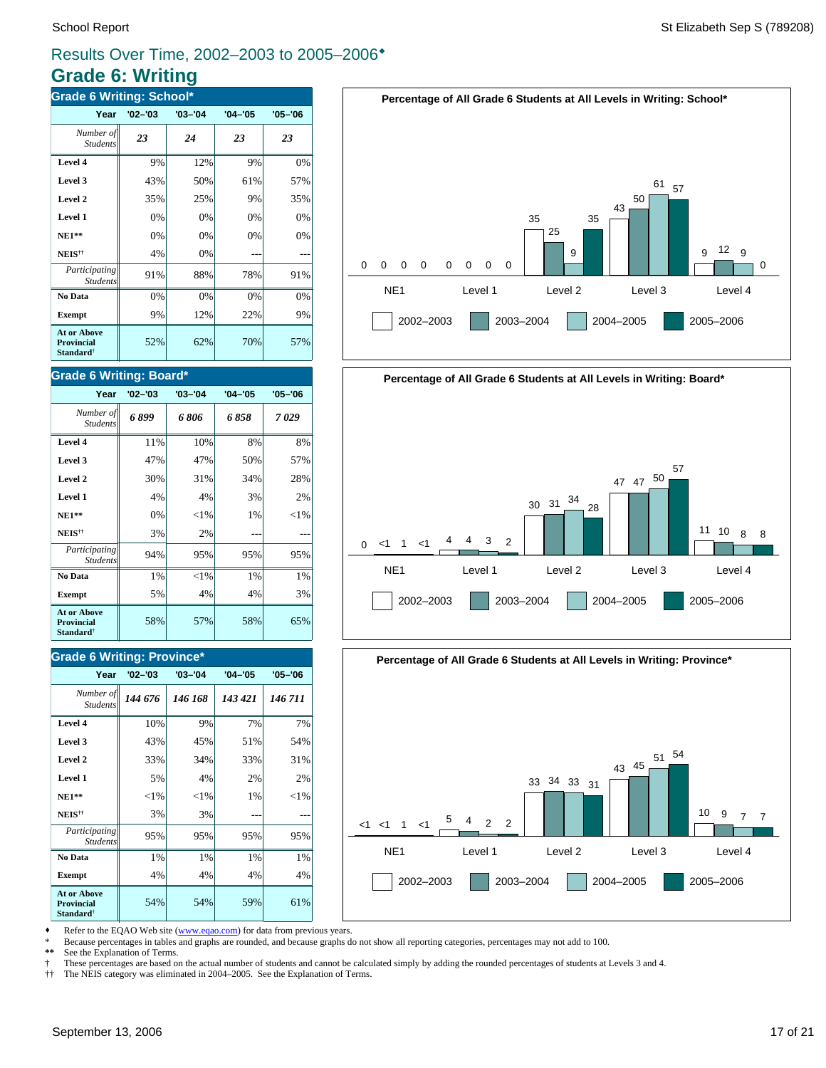## Results Over Time, 2002–2003 to 2005–2006♦

# Grade 6: Writing

### Grade 6 Writing: School*

| Year | '02–'03 | '03–'04 | '04–'05 | '05–'06 |
|---|---|---|---|---|
| *Number of Students* | *23* | *24* | *23* | *23* |
| **Level 4** | 9% | 12% | 9% | 0% |
| **Level 3** | 43% | 50% | 61% | 57% |
| **Level 2** | 35% | 25% | 9% | 35% |
| **Level 1** | 0% | 0% | 0% | 0% |
| **NE1**** | 0% | 0% | 0% | 0% |
| **NEIS**†† | 4% | 0% | --- | --- |
| *Participating Students* | 91% | 88% | 78% | 91% |
| **No Data** | 0% | 0% | 0% | 0% |
| **Exempt** | 9% | 12% | 22% | 9% |
| **At or Above Provincial Standard**† | 52% | 62% | 70% | 57% |

**Percentage of All Grade 6 Students at All Levels in Writing: School***

| | 2002–2003 | 2003–2004 | 2004–2005 | 2005–2006 |
|---|---|---|---|---|
| NE1 | 0 | 0 | 0 | 0 |
| Level 1 | 0 | 0 | 0 | 0 |
| Level 2 | 35 | 25 | 9 | 35 |
| Level 3 | 43 | 50 | 61 | 57 |
| Level 4 | 9 | 12 | 9 | 0 |

### Grade 6 Writing: Board*

| Year | '02–'03 | '03–'04 | '04–'05 | '05–'06 |
|---|---|---|---|---|
| *Number of Students* | *6 899* | *6 806* | *6 858* | *7 029* |
| **Level 4** | 11% | 10% | 8% | 8% |
| **Level 3** | 47% | 47% | 50% | 57% |
| **Level 2** | 30% | 31% | 34% | 28% |
| **Level 1** | 4% | 4% | 3% | 2% |
| **NE1**** | 0% | <1% | 1% | <1% |
| **NEIS**†† | 3% | 2% | --- | --- |
| *Participating Students* | 94% | 95% | 95% | 95% |
| **No Data** | 1% | <1% | 1% | 1% |
| **Exempt** | 5% | 4% | 4% | 3% |
| **At or Above Provincial Standard**† | 58% | 57% | 58% | 65% |

**Percentage of All Grade 6 Students at All Levels in Writing: Board***

| | 2002–2003 | 2003–2004 | 2004–2005 | 2005–2006 |
|---|---|---|---|---|
| NE1 | 0 | <1 | 1 | <1 |
| Level 1 | 4 | 4 | 3 | 2 |
| Level 2 | 30 | 31 | 34 | 28 |
| Level 3 | 47 | 47 | 50 | 57 |
| Level 4 | 11 | 10 | 8 | 8 |

### Grade 6 Writing: Province*

| Year | '02–'03 | '03–'04 | '04–'05 | '05–'06 |
|---|---|---|---|---|
| *Number of Students* | *144 676* | *146 168* | *143 421* | *146 711* |
| **Level 4** | 10% | 9% | 7% | 7% |
| **Level 3** | 43% | 45% | 51% | 54% |
| **Level 2** | 33% | 34% | 33% | 31% |
| **Level 1** | 5% | 4% | 2% | 2% |
| **NE1**** | <1% | <1% | 1% | <1% |
| **NEIS**†† | 3% | 3% | --- | --- |
| *Participating Students* | 95% | 95% | 95% | 95% |
| **No Data** | 1% | 1% | 1% | 1% |
| **Exempt** | 4% | 4% | 4% | 4% |
| **At or Above Provincial Standard**† | 54% | 54% | 59% | 61% |

**Percentage of All Grade 6 Students at All Levels in Writing: Province***

| | 2002–2003 | 2003–2004 | 2004–2005 | 2005–2006 |
|---|---|---|---|---|
| NE1 | <1 | <1 | 1 | <1 |
| Level 1 | 5 | 4 | 2 | 2 |
| Level 2 | 33 | 34 | 33 | 31 |
| Level 3 | 43 | 45 | 51 | 54 |
| Level 4 | 10 | 9 | 7 | 7 |

♦ Refer to the EQAO Web site (www.eqao.com) for data from previous years.
\* Because percentages in tables and graphs are rounded, and because graphs do not show all reporting categories, percentages may not add to 100.
** See the Explanation of Terms.
† These percentages are based on the actual number of students and cannot be calculated simply by adding the rounded percentages of students at Levels 3 and 4.
†† The NEIS category was eliminated in 2004–2005. See the Explanation of Terms.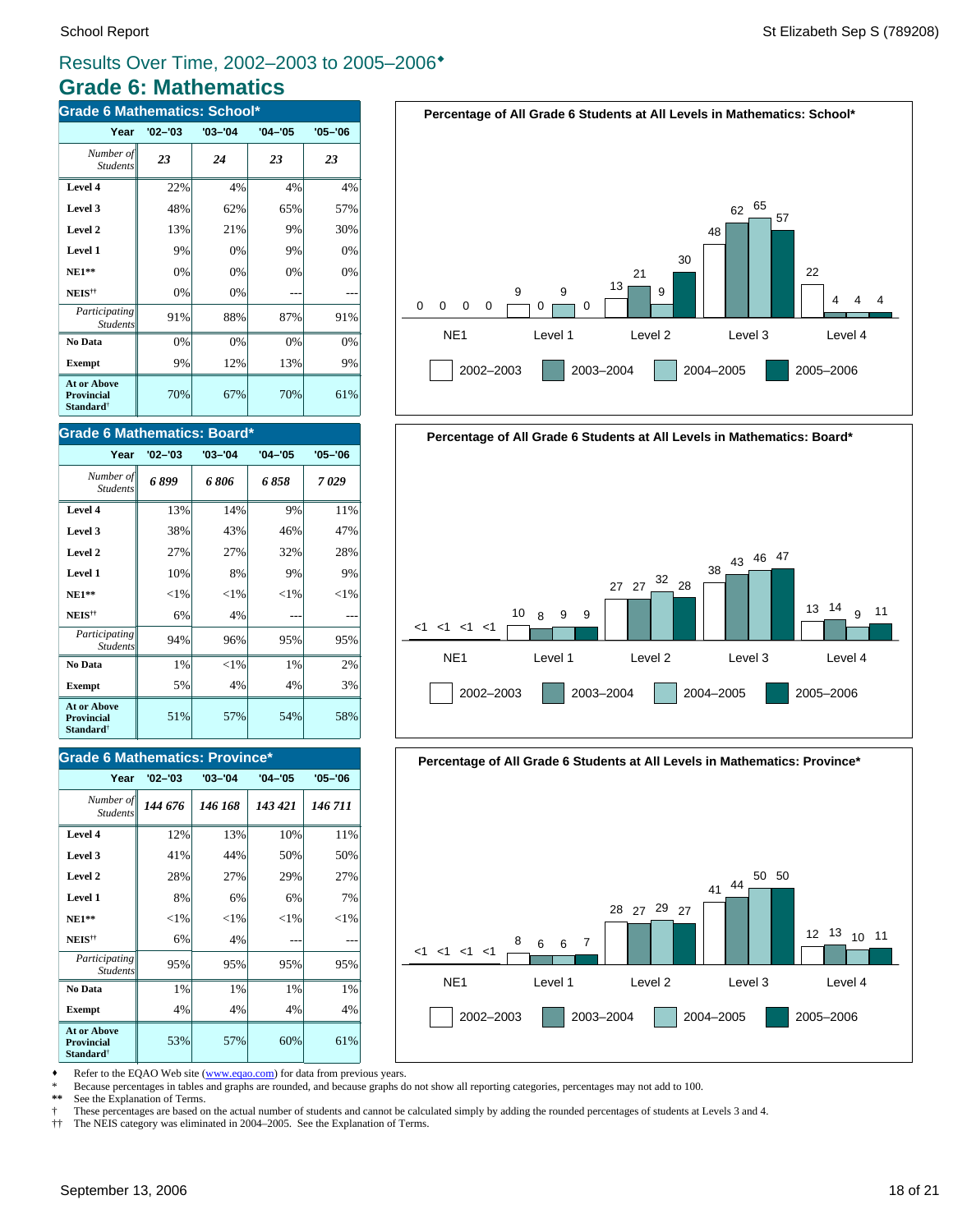Results Over Time, 2002–2003 to 2005–2006♦

# Grade 6: Mathematics

## Grade 6 Mathematics: School*

| Year | '02–'03 | '03–'04 | '04–'05 | '05–'06 |
|---|---|---|---|---|
| *Number of Students* | *23* | *24* | *23* | *23* |
| **Level 4** | 22% | 4% | 4% | 4% |
| **Level 3** | 48% | 62% | 65% | 57% |
| **Level 2** | 13% | 21% | 9% | 30% |
| **Level 1** | 9% | 0% | 9% | 0% |
| **NE1**** | 0% | 0% | 0% | 0% |
| **NEIS**†† | 0% | 0% | --- | --- |
| *Participating Students* | 91% | 88% | 87% | 91% |
| **No Data** | 0% | 0% | 0% | 0% |
| **Exempt** | 9% | 12% | 13% | 9% |
| **At or Above Provincial Standard**† | 70% | 67% | 70% | 61% |

**Percentage of All Grade 6 Students at All Levels in Mathematics: School***

| | NE1 | Level 1 | Level 2 | Level 3 | Level 4 |
|---|---|---|---|---|---|
| 2002–2003 | 0 | 9 | 13 | 48 | 22 |
| 2003–2004 | 0 | 0 | 21 | 62 | 4 |
| 2004–2005 | 0 | 9 | 9 | 65 | 4 |
| 2005–2006 | 0 | 0 | 30 | 57 | 4 |

## Grade 6 Mathematics: Board*

| Year | '02–'03 | '03–'04 | '04–'05 | '05–'06 |
|---|---|---|---|---|
| *Number of Students* | *6 899* | *6 806* | *6 858* | *7 029* |
| **Level 4** | 13% | 14% | 9% | 11% |
| **Level 3** | 38% | 43% | 46% | 47% |
| **Level 2** | 27% | 27% | 32% | 28% |
| **Level 1** | 10% | 8% | 9% | 9% |
| **NE1**** | <1% | <1% | <1% | <1% |
| **NEIS**†† | 6% | 4% | --- | --- |
| *Participating Students* | 94% | 96% | 95% | 95% |
| **No Data** | 1% | <1% | 1% | 2% |
| **Exempt** | 5% | 4% | 4% | 3% |
| **At or Above Provincial Standard**† | 51% | 57% | 54% | 58% |

**Percentage of All Grade 6 Students at All Levels in Mathematics: Board***

| | NE1 | Level 1 | Level 2 | Level 3 | Level 4 |
|---|---|---|---|---|---|
| 2002–2003 | <1 | 10 | 27 | 38 | 13 |
| 2003–2004 | <1 | 8 | 27 | 43 | 14 |
| 2004–2005 | <1 | 9 | 32 | 46 | 9 |
| 2005–2006 | <1 | 9 | 28 | 47 | 11 |

## Grade 6 Mathematics: Province*

| Year | '02–'03 | '03–'04 | '04–'05 | '05–'06 |
|---|---|---|---|---|
| *Number of Students* | *144 676* | *146 168* | *143 421* | *146 711* |
| **Level 4** | 12% | 13% | 10% | 11% |
| **Level 3** | 41% | 44% | 50% | 50% |
| **Level 2** | 28% | 27% | 29% | 27% |
| **Level 1** | 8% | 6% | 6% | 7% |
| **NE1**** | <1% | <1% | <1% | <1% |
| **NEIS**†† | 6% | 4% | --- | --- |
| *Participating Students* | 95% | 95% | 95% | 95% |
| **No Data** | 1% | 1% | 1% | 1% |
| **Exempt** | 4% | 4% | 4% | 4% |
| **At or Above Provincial Standard**† | 53% | 57% | 60% | 61% |

**Percentage of All Grade 6 Students at All Levels in Mathematics: Province***

| | NE1 | Level 1 | Level 2 | Level 3 | Level 4 |
|---|---|---|---|---|---|
| 2002–2003 | <1 | 8 | 28 | 41 | 12 |
| 2003–2004 | <1 | 6 | 27 | 44 | 13 |
| 2004–2005 | <1 | 6 | 29 | 50 | 10 |
| 2005–2006 | <1 | 7 | 27 | 50 | 11 |

♦ Refer to the EQAO Web site (www.eqao.com) for data from previous years.
\* Because percentages in tables and graphs are rounded, and because graphs do not show all reporting categories, percentages may not add to 100.
** See the Explanation of Terms.
† These percentages are based on the actual number of students and cannot be calculated simply by adding the rounded percentages of students at Levels 3 and 4.
†† The NEIS category was eliminated in 2004–2005. See the Explanation of Terms.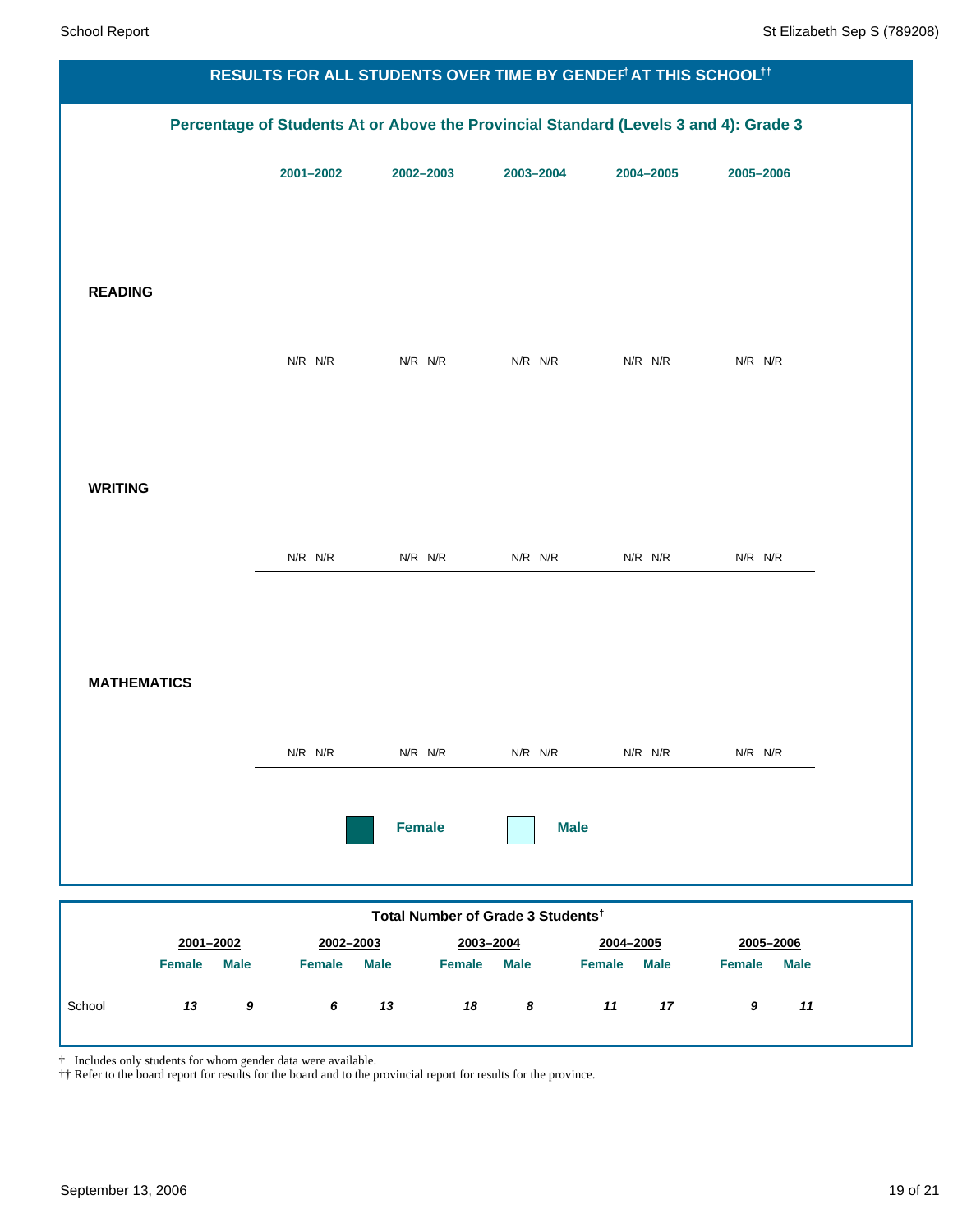## RESULTS FOR ALL STUDENTS OVER TIME BY GENDER† AT THIS SCHOOL††

### Percentage of Students At or Above the Provincial Standard (Levels 3 and 4): Grade 3

| | 2001–2002 | | 2002–2003 | | 2003–2004 | | 2004–2005 | | 2005–2006 | |
|---|---|---|---|---|---|---|---|---|---|---|
| | Female | Male | Female | Male | Female | Male | Female | Male | Female | Male |
| **READING** | N/R | N/R | N/R | N/R | N/R | N/R | N/R | N/R | N/R | N/R |
| **WRITING** | N/R | N/R | N/R | N/R | N/R | N/R | N/R | N/R | N/R | N/R |
| **MATHEMATICS** | N/R | N/R | N/R | N/R | N/R | N/R | N/R | N/R | N/R | N/R |

Female   Male

### Total Number of Grade 3 Students†

| | 2001–2002 | | 2002–2003 | | 2003–2004 | | 2004–2005 | | 2005–2006 | |
|---|---|---|---|---|---|---|---|---|---|---|
| | Female | Male | Female | Male | Female | Male | Female | Male | Female | Male |
| School | *13* | *9* | *6* | *13* | *18* | *8* | *11* | *17* | *9* | *11* |

† Includes only students for whom gender data were available.
†† Refer to the board report for results for the board and to the provincial report for results for the province.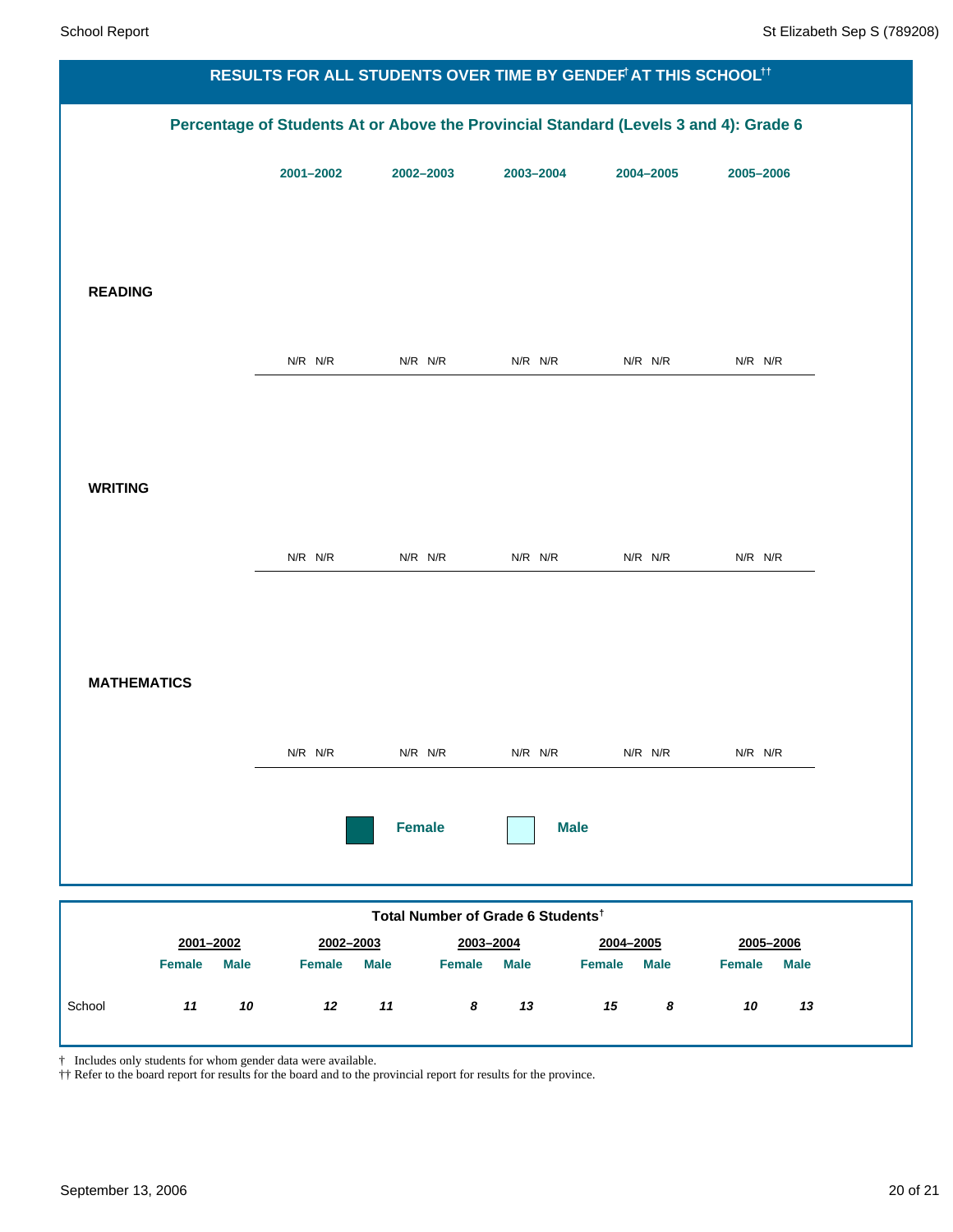## RESULTS FOR ALL STUDENTS OVER TIME BY GENDER† AT THIS SCHOOL††

### Percentage of Students At or Above the Provincial Standard (Levels 3 and 4): Grade 6

| | 2001–2002 | | 2002–2003 | | 2003–2004 | | 2004–2005 | | 2005–2006 | |
|---|---|---|---|---|---|---|---|---|---|---|
| | Female | Male | Female | Male | Female | Male | Female | Male | Female | Male |
| **READING** | N/R | N/R | N/R | N/R | N/R | N/R | N/R | N/R | N/R | N/R |
| **WRITING** | N/R | N/R | N/R | N/R | N/R | N/R | N/R | N/R | N/R | N/R |
| **MATHEMATICS** | N/R | N/R | N/R | N/R | N/R | N/R | N/R | N/R | N/R | N/R |

Female | Male

### Total Number of Grade 6 Students†

| | 2001–2002 | | 2002–2003 | | 2003–2004 | | 2004–2005 | | 2005–2006 | |
|---|---|---|---|---|---|---|---|---|---|---|
| | Female | Male | Female | Male | Female | Male | Female | Male | Female | Male |
| School | *11* | *10* | *12* | *11* | *8* | *13* | *15* | *8* | *10* | *13* |

† Includes only students for whom gender data were available.
†† Refer to the board report for results for the board and to the provincial report for results for the province.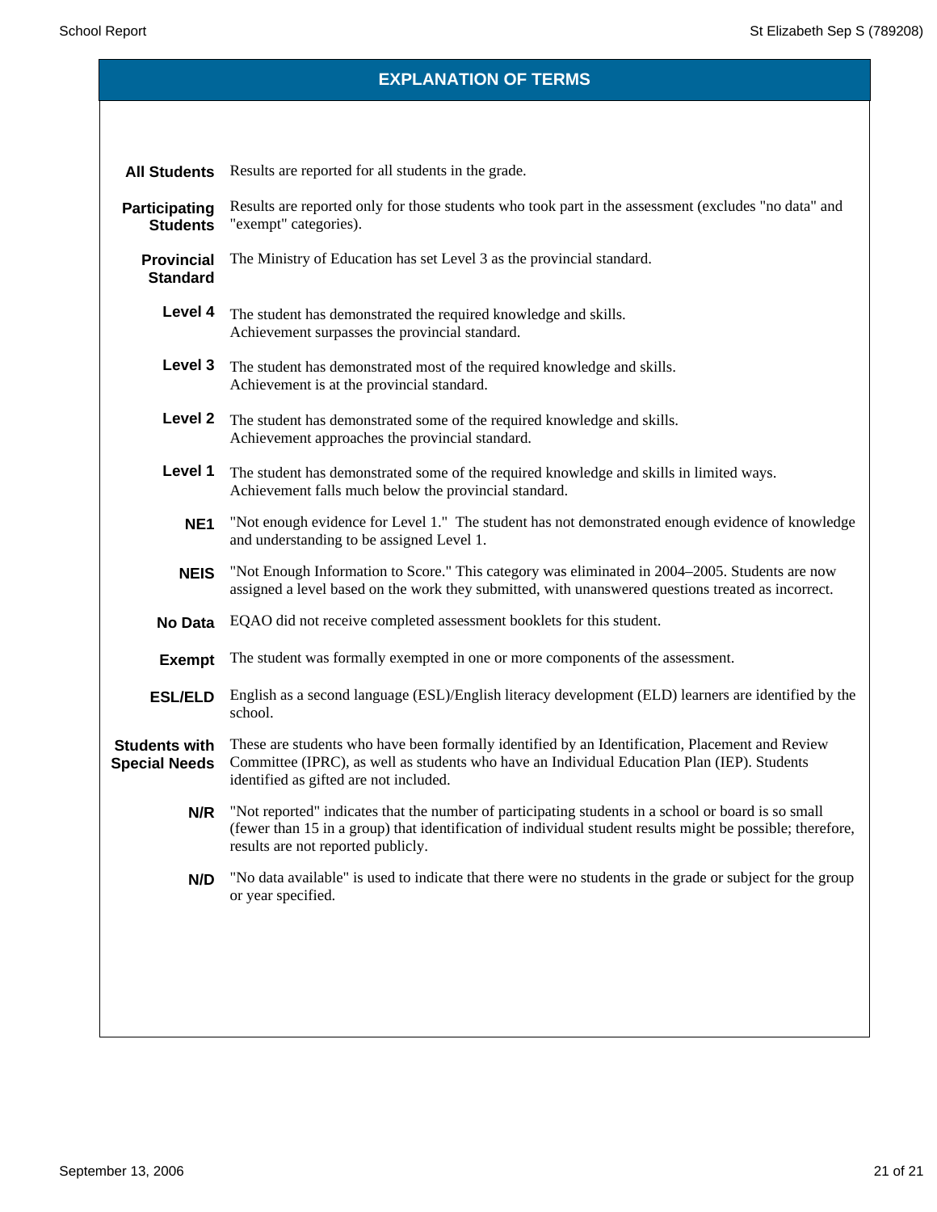## EXPLANATION OF TERMS

**All Students** Results are reported for all students in the grade.

**Participating Students** Results are reported only for those students who took part in the assessment (excludes "no data" and "exempt" categories).

**Provincial Standard** The Ministry of Education has set Level 3 as the provincial standard.

**Level 4** The student has demonstrated the required knowledge and skills.
Achievement surpasses the provincial standard.

**Level 3** The student has demonstrated most of the required knowledge and skills.
Achievement is at the provincial standard.

**Level 2** The student has demonstrated some of the required knowledge and skills.
Achievement approaches the provincial standard.

**Level 1** The student has demonstrated some of the required knowledge and skills in limited ways.
Achievement falls much below the provincial standard.

**NE1** "Not enough evidence for Level 1." The student has not demonstrated enough evidence of knowledge and understanding to be assigned Level 1.

**NEIS** "Not Enough Information to Score." This category was eliminated in 2004–2005. Students are now assigned a level based on the work they submitted, with unanswered questions treated as incorrect.

**No Data** EQAO did not receive completed assessment booklets for this student.

**Exempt** The student was formally exempted in one or more components of the assessment.

**ESL/ELD** English as a second language (ESL)/English literacy development (ELD) learners are identified by the school.

**Students with Special Needs** These are students who have been formally identified by an Identification, Placement and Review Committee (IPRC), as well as students who have an Individual Education Plan (IEP). Students identified as gifted are not included.

**N/R** "Not reported" indicates that the number of participating students in a school or board is so small (fewer than 15 in a group) that identification of individual student results might be possible; therefore, results are not reported publicly.

**N/D** "No data available" is used to indicate that there were no students in the grade or subject for the group or year specified.